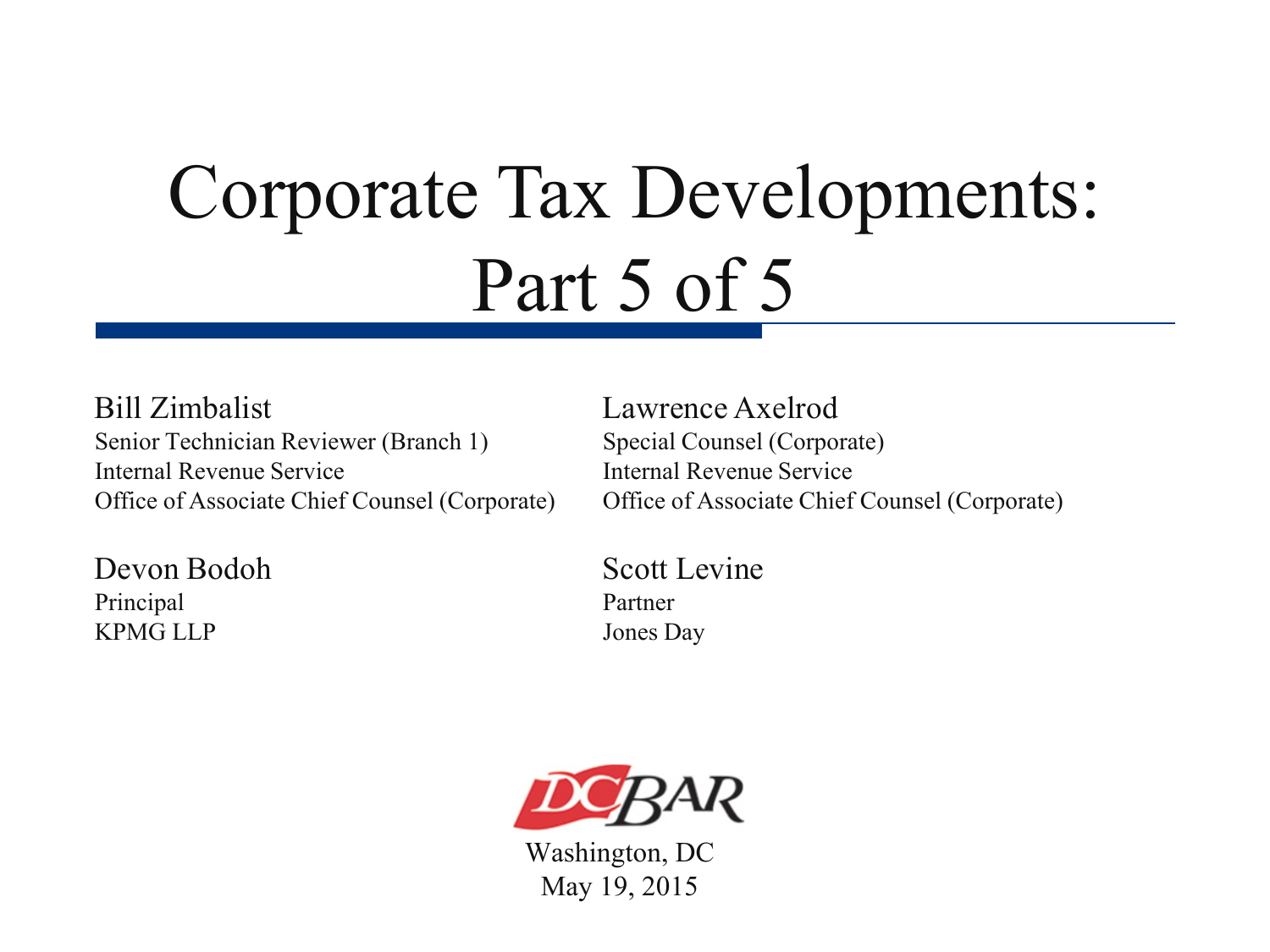# Corporate Tax Developments: Part 5 of 5

Bill Zimbalist
Senior Technician Reviewer (Branch 1)
Internal Revenue Service
Office of Associate Chief Counsel (Corporate)

Lawrence Axelrod
Special Counsel (Corporate)
Internal Revenue Service
Office of Associate Chief Counsel (Corporate)

Devon Bodoh
Principal
KPMG LLP

Scott Levine
Partner
Jones Day

DC BAR

Washington, DC
May 19, 2015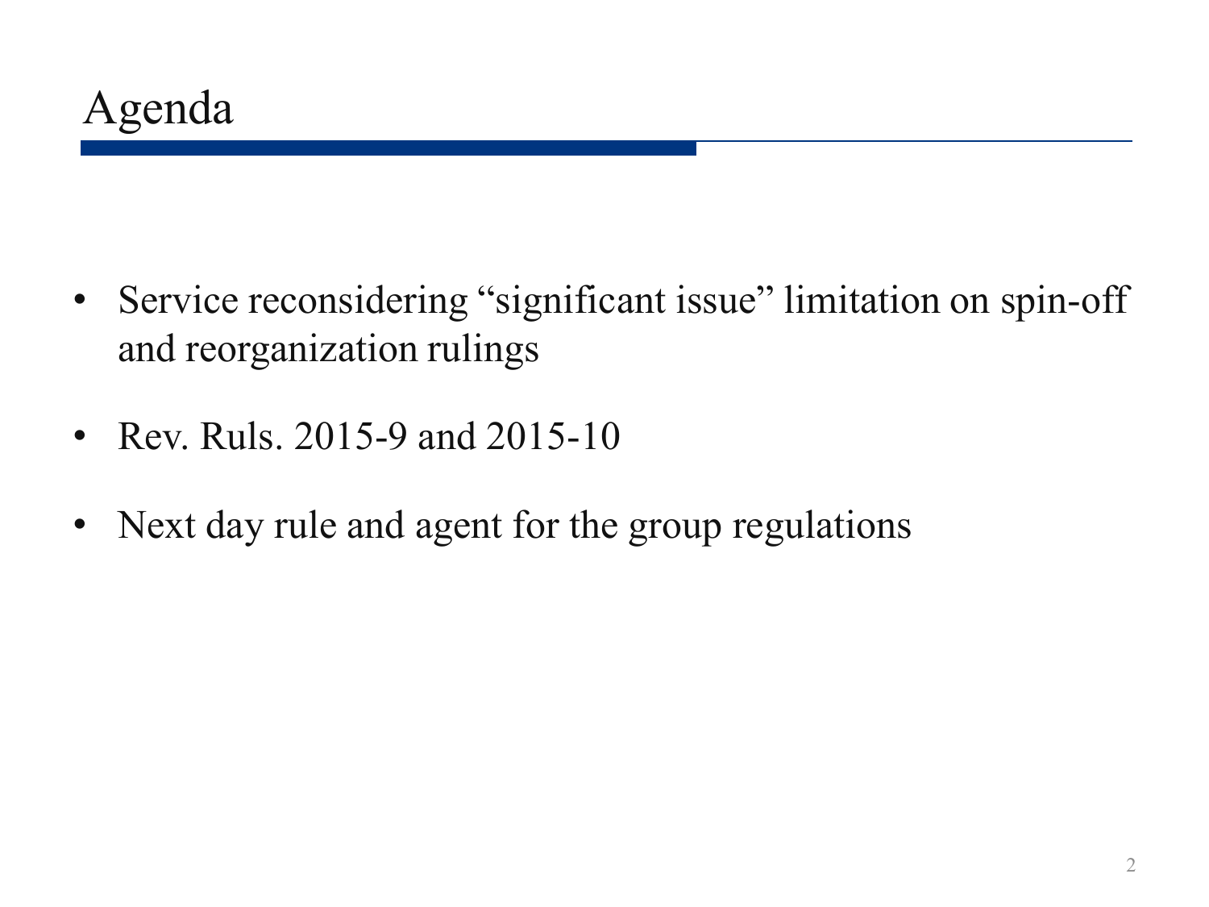# Agenda

- Service reconsidering "significant issue" limitation on spin-off and reorganization rulings
- Rev. Ruls. 2015-9 and 2015-10
- Next day rule and agent for the group regulations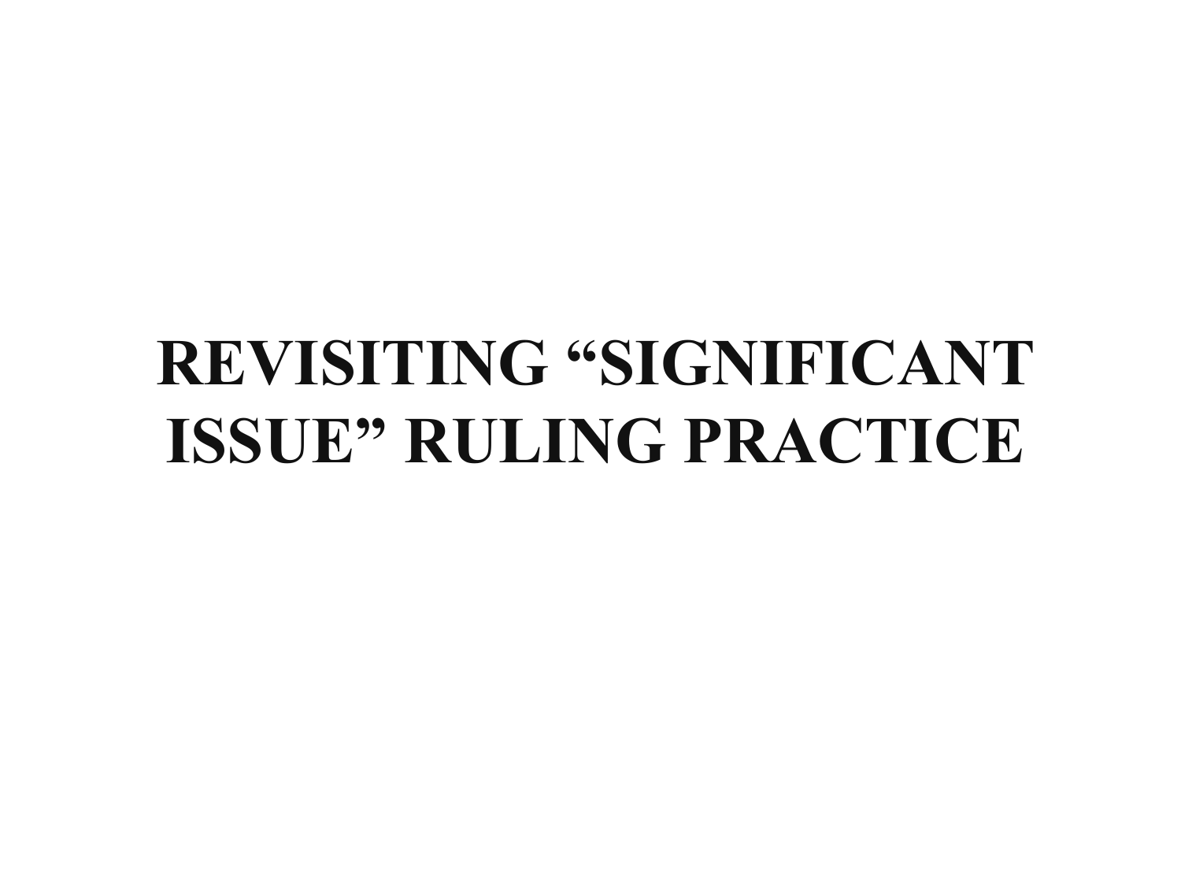# REVISITING "SIGNIFICANT ISSUE" RULING PRACTICE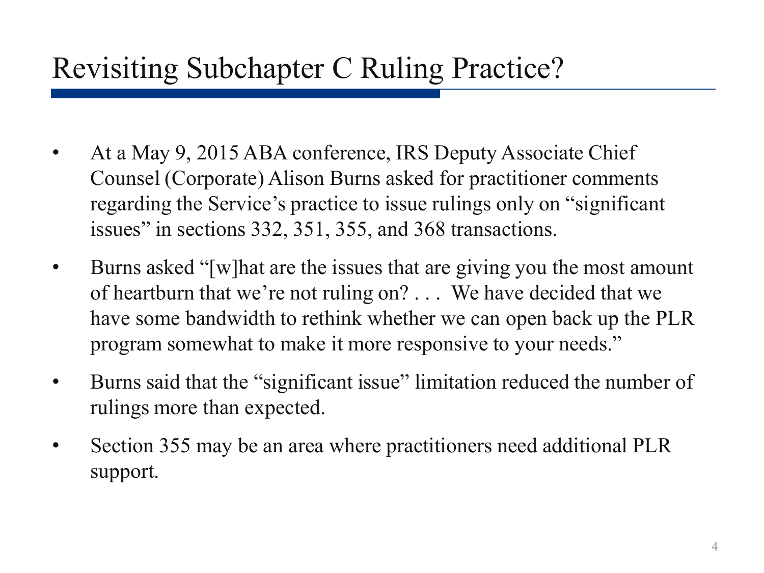# Revisiting Subchapter C Ruling Practice?

- At a May 9, 2015 ABA conference, IRS Deputy Associate Chief Counsel (Corporate) Alison Burns asked for practitioner comments regarding the Service's practice to issue rulings only on "significant issues" in sections 332, 351, 355, and 368 transactions.
- Burns asked "[w]hat are the issues that are giving you the most amount of heartburn that we're not ruling on? . . . We have decided that we have some bandwidth to rethink whether we can open back up the PLR program somewhat to make it more responsive to your needs."
- Burns said that the "significant issue" limitation reduced the number of rulings more than expected.
- Section 355 may be an area where practitioners need additional PLR support.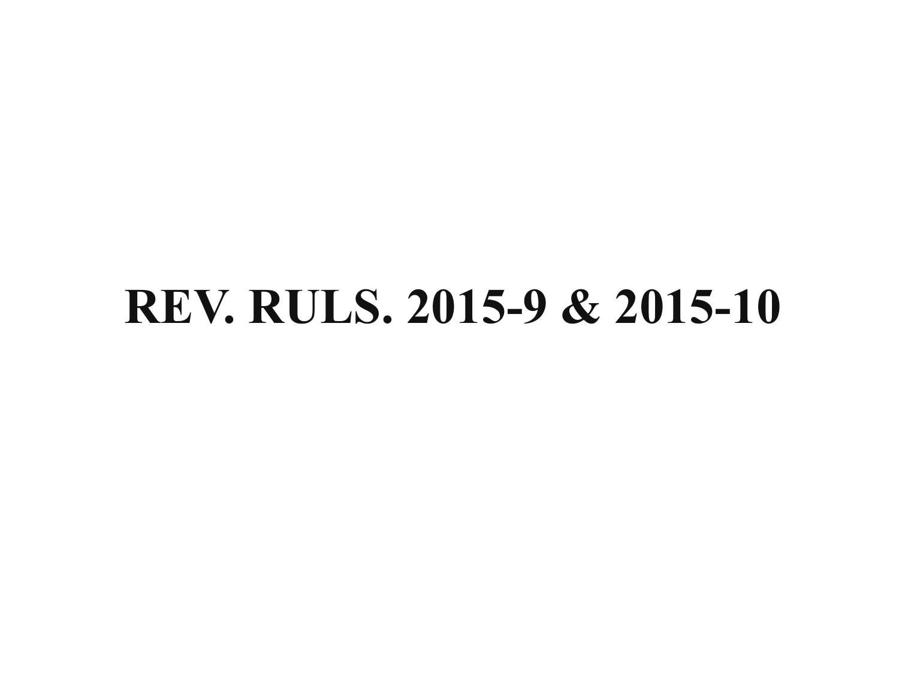# REV. RULS. 2015-9 & 2015-10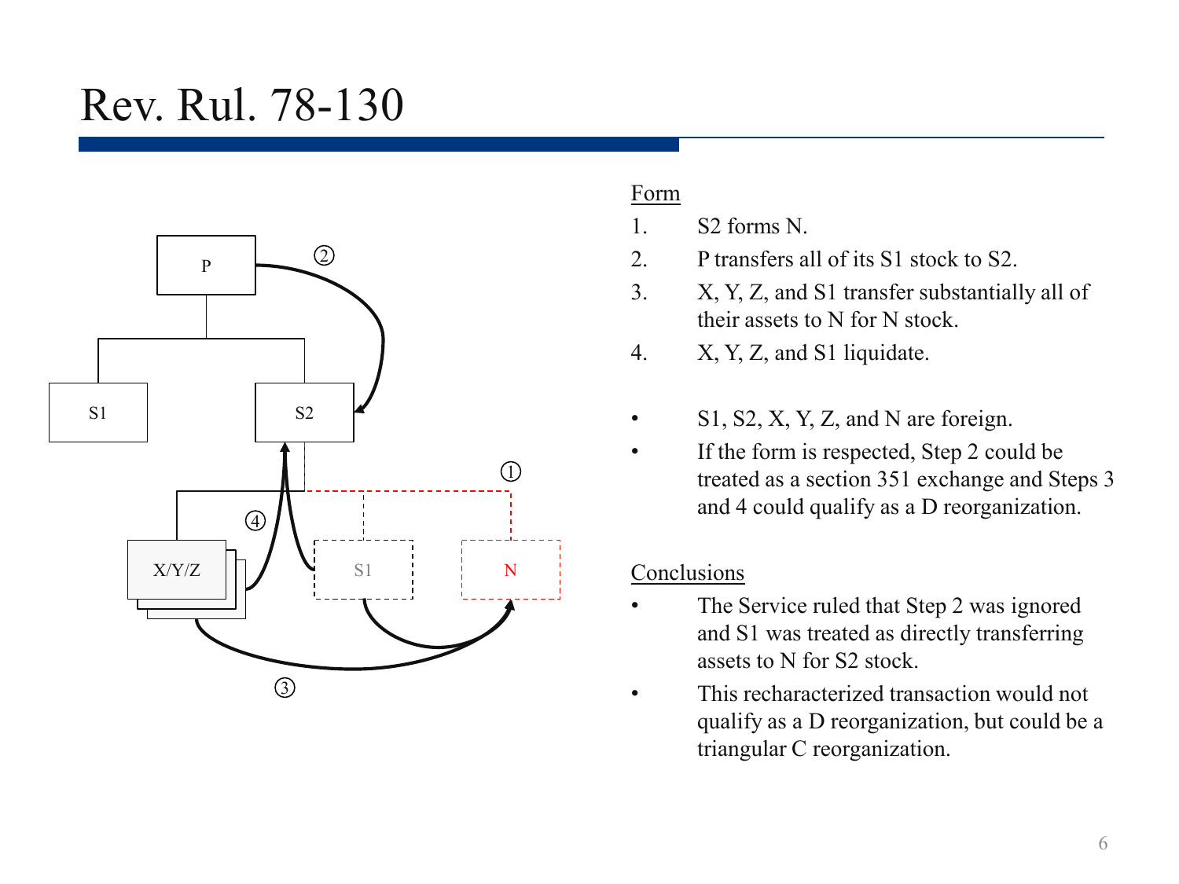# Rev. Rul. 78-130

Form

1. S2 forms N.
2. P transfers all of its S1 stock to S2.
3. X, Y, Z, and S1 transfer substantially all of their assets to N for N stock.
4. X, Y, Z, and S1 liquidate.

- S1, S2, X, Y, Z, and N are foreign.
- If the form is respected, Step 2 could be treated as a section 351 exchange and Steps 3 and 4 could qualify as a D reorganization.

Conclusions

- The Service ruled that Step 2 was ignored and S1 was treated as directly transferring assets to N for S2 stock.
- This recharacterized transaction would not qualify as a D reorganization, but could be a triangular C reorganization.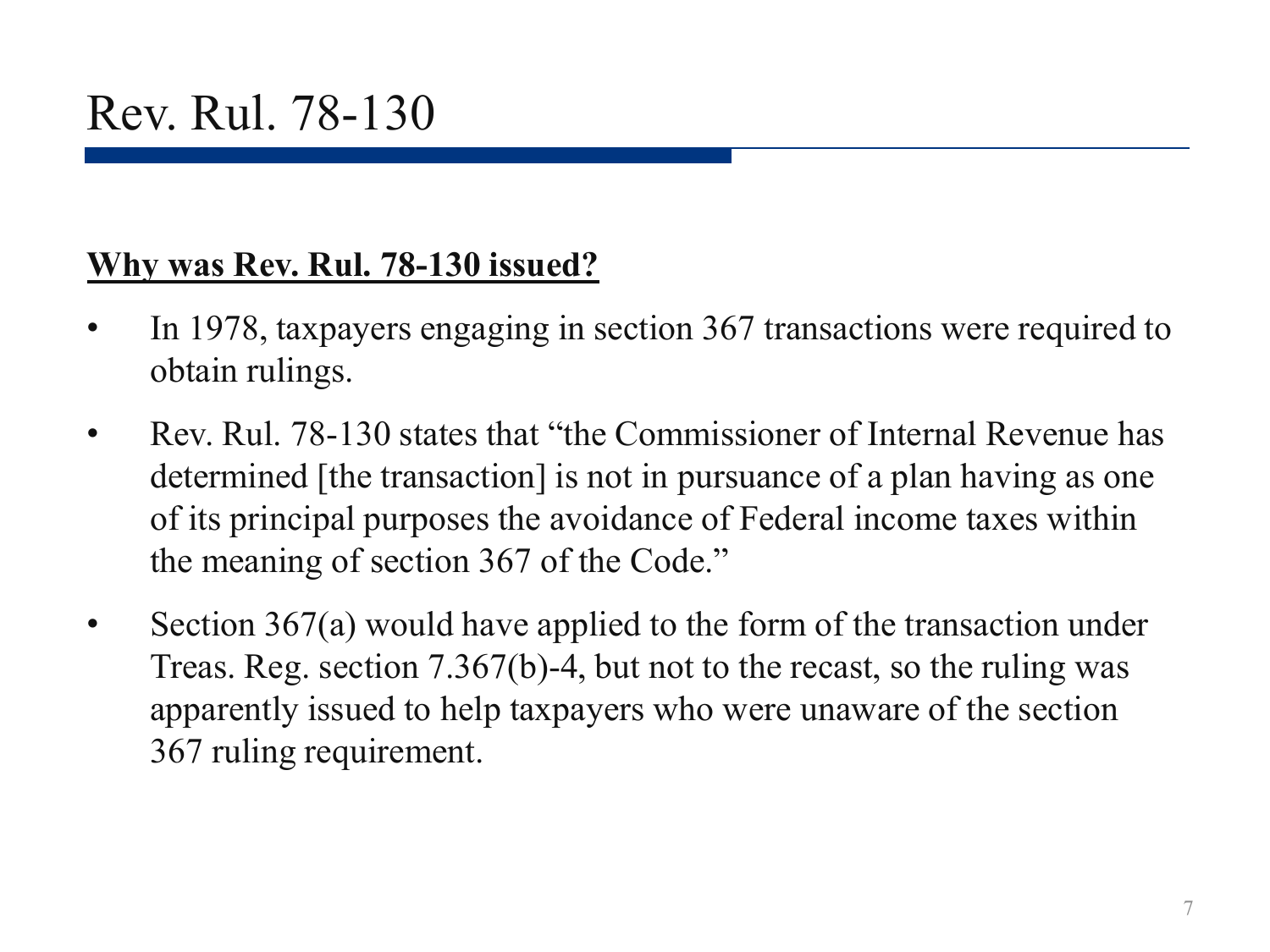# Rev. Rul. 78-130

**Why was Rev. Rul. 78-130 issued?**

- In 1978, taxpayers engaging in section 367 transactions were required to obtain rulings.
- Rev. Rul. 78-130 states that "the Commissioner of Internal Revenue has determined [the transaction] is not in pursuance of a plan having as one of its principal purposes the avoidance of Federal income taxes within the meaning of section 367 of the Code."
- Section 367(a) would have applied to the form of the transaction under Treas. Reg. section 7.367(b)-4, but not to the recast, so the ruling was apparently issued to help taxpayers who were unaware of the section 367 ruling requirement.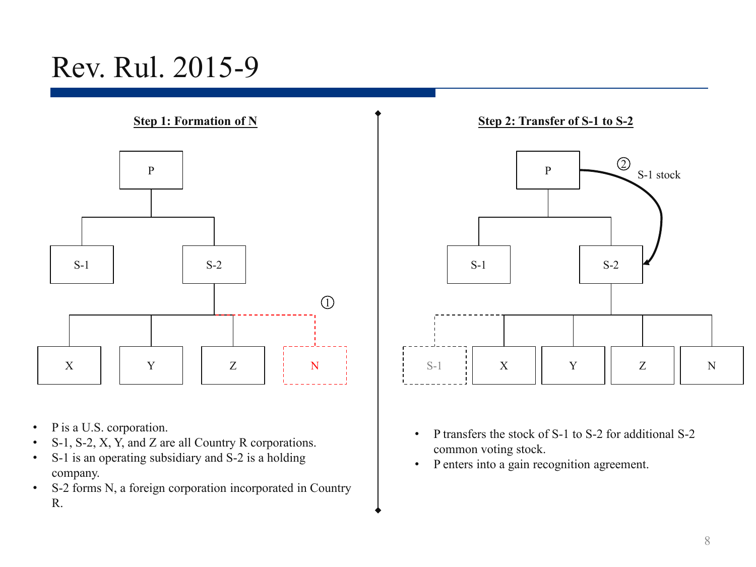# Rev. Rul. 2015-9

**Step 1: Formation of N**

- P is a U.S. corporation.
- S-1, S-2, X, Y, and Z are all Country R corporations.
- S-1 is an operating subsidiary and S-2 is a holding company.
- S-2 forms N, a foreign corporation incorporated in Country R.

**Step 2: Transfer of S-1 to S-2**

- P transfers the stock of S-1 to S-2 for additional S-2 common voting stock.
- P enters into a gain recognition agreement.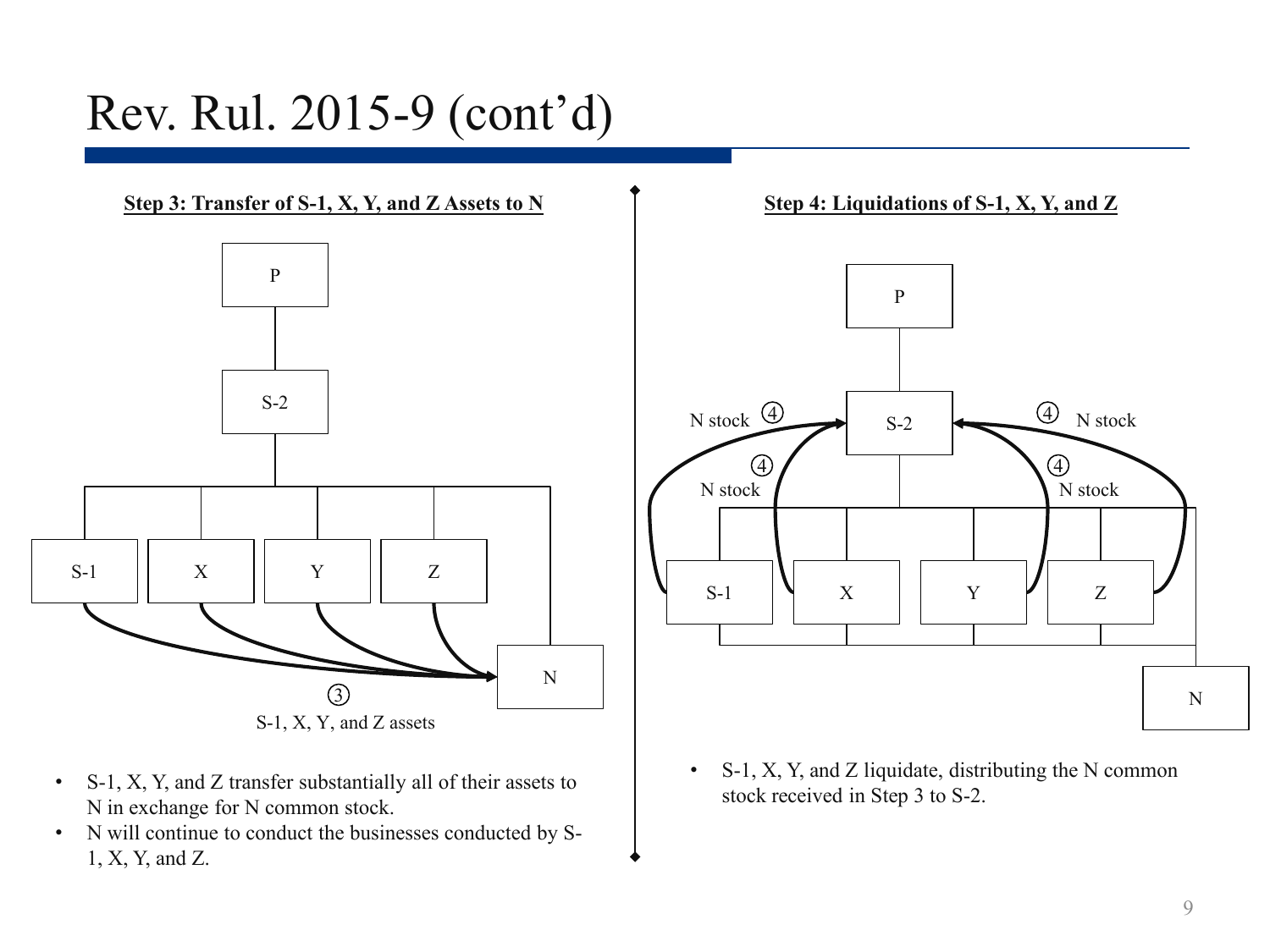# Rev. Rul. 2015-9 (cont'd)

**Step 3: Transfer of S-1, X, Y, and Z Assets to N**

P

S-2

S-1 X Y Z

N

③ S-1, X, Y, and Z assets

- S-1, X, Y, and Z transfer substantially all of their assets to N in exchange for N common stock.
- N will continue to conduct the businesses conducted by S-1, X, Y, and Z.

**Step 4: Liquidations of S-1, X, Y, and Z**

P

S-2

N stock ④ ④ N stock

④ N stock ④ N stock

S-1 X Y Z

N

- S-1, X, Y, and Z liquidate, distributing the N common stock received in Step 3 to S-2.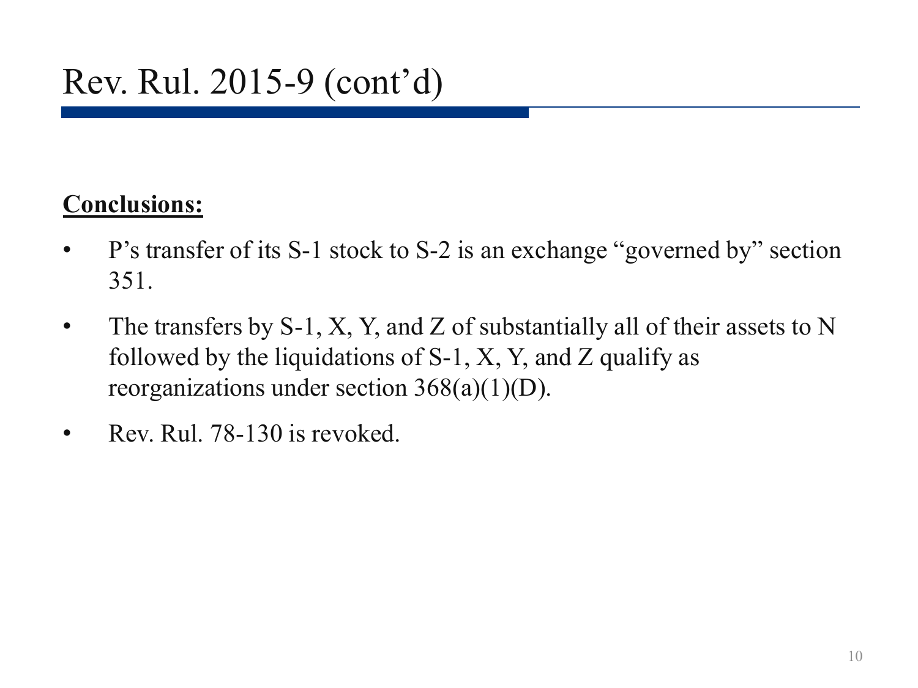# Rev. Rul. 2015-9 (cont'd)

**Conclusions:**

- P's transfer of its S-1 stock to S-2 is an exchange "governed by" section 351.
- The transfers by S-1, X, Y, and Z of substantially all of their assets to N followed by the liquidations of S-1, X, Y, and Z qualify as reorganizations under section 368(a)(1)(D).
- Rev. Rul. 78-130 is revoked.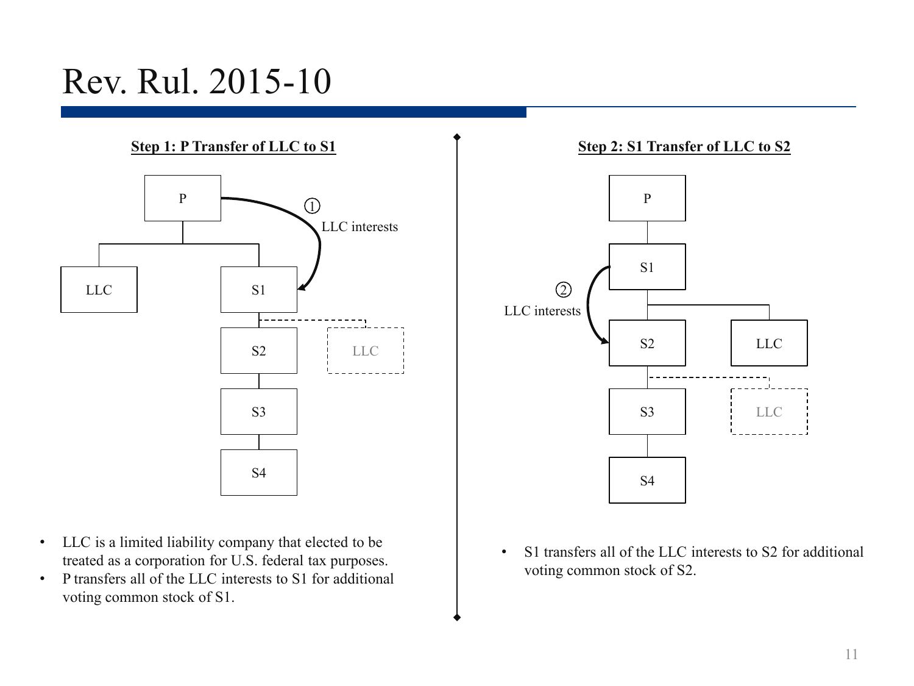# Rev. Rul. 2015-10

**Step 1: P Transfer of LLC to S1**

P
LLC
S1
S2
S3
S4
LLC

① LLC interests

- LLC is a limited liability company that elected to be treated as a corporation for U.S. federal tax purposes.
- P transfers all of the LLC interests to S1 for additional voting common stock of S1.

**Step 2: S1 Transfer of LLC to S2**

P
S1
S2
LLC
S3
LLC
S4

② LLC interests

- S1 transfers all of the LLC interests to S2 for additional voting common stock of S2.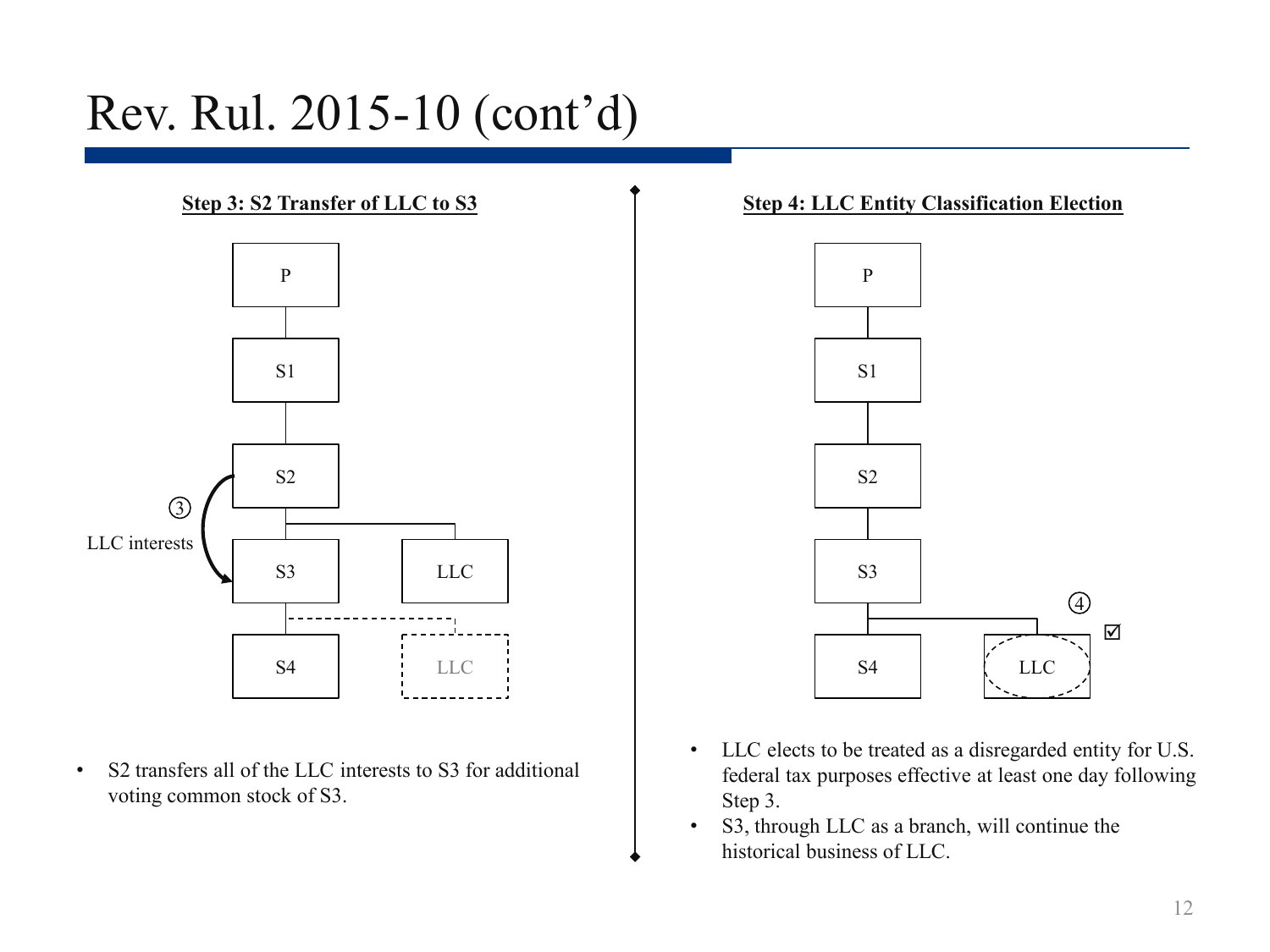# Rev. Rul. 2015-10 (cont'd)

**Step 3: S2 Transfer of LLC to S3**

- S2 transfers all of the LLC interests to S3 for additional voting common stock of S3.

**Step 4: LLC Entity Classification Election**

- LLC elects to be treated as a disregarded entity for U.S. federal tax purposes effective at least one day following Step 3.
- S3, through LLC as a branch, will continue the historical business of LLC.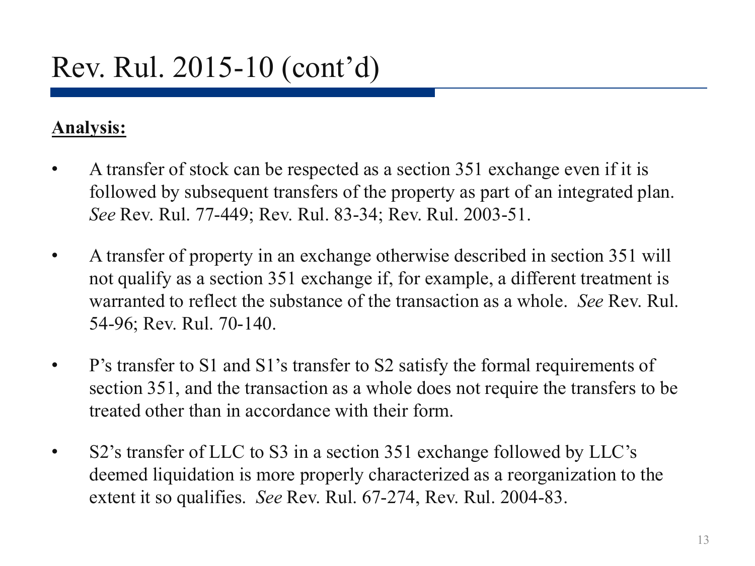# Rev. Rul. 2015-10 (cont'd)

**Analysis:**

- A transfer of stock can be respected as a section 351 exchange even if it is followed by subsequent transfers of the property as part of an integrated plan. *See* Rev. Rul. 77-449; Rev. Rul. 83-34; Rev. Rul. 2003-51.

- A transfer of property in an exchange otherwise described in section 351 will not qualify as a section 351 exchange if, for example, a different treatment is warranted to reflect the substance of the transaction as a whole. *See* Rev. Rul. 54-96; Rev. Rul. 70-140.

- P's transfer to S1 and S1's transfer to S2 satisfy the formal requirements of section 351, and the transaction as a whole does not require the transfers to be treated other than in accordance with their form.

- S2's transfer of LLC to S3 in a section 351 exchange followed by LLC's deemed liquidation is more properly characterized as a reorganization to the extent it so qualifies. *See* Rev. Rul. 67-274, Rev. Rul. 2004-83.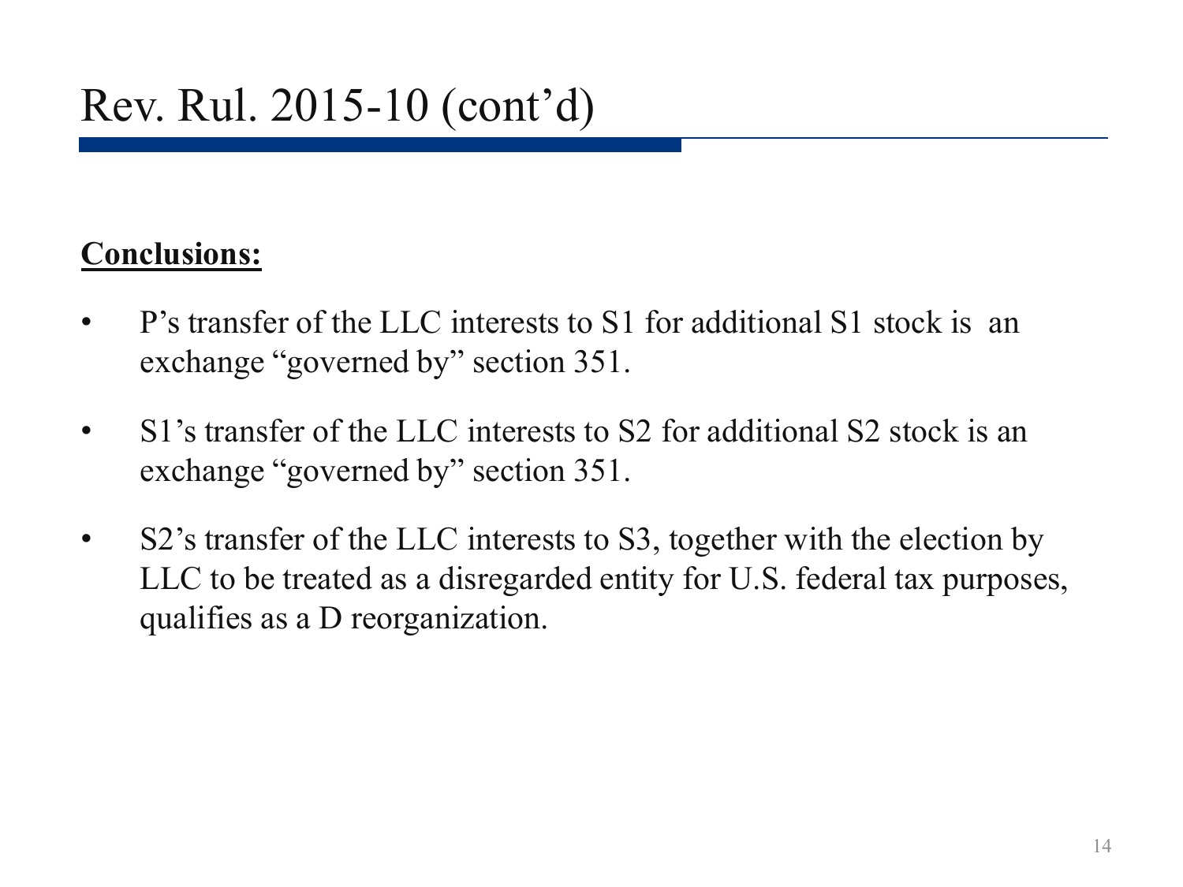# Rev. Rul. 2015-10 (cont'd)

**Conclusions:**

- P's transfer of the LLC interests to S1 for additional S1 stock is an exchange "governed by" section 351.
- S1's transfer of the LLC interests to S2 for additional S2 stock is an exchange "governed by" section 351.
- S2's transfer of the LLC interests to S3, together with the election by LLC to be treated as a disregarded entity for U.S. federal tax purposes, qualifies as a D reorganization.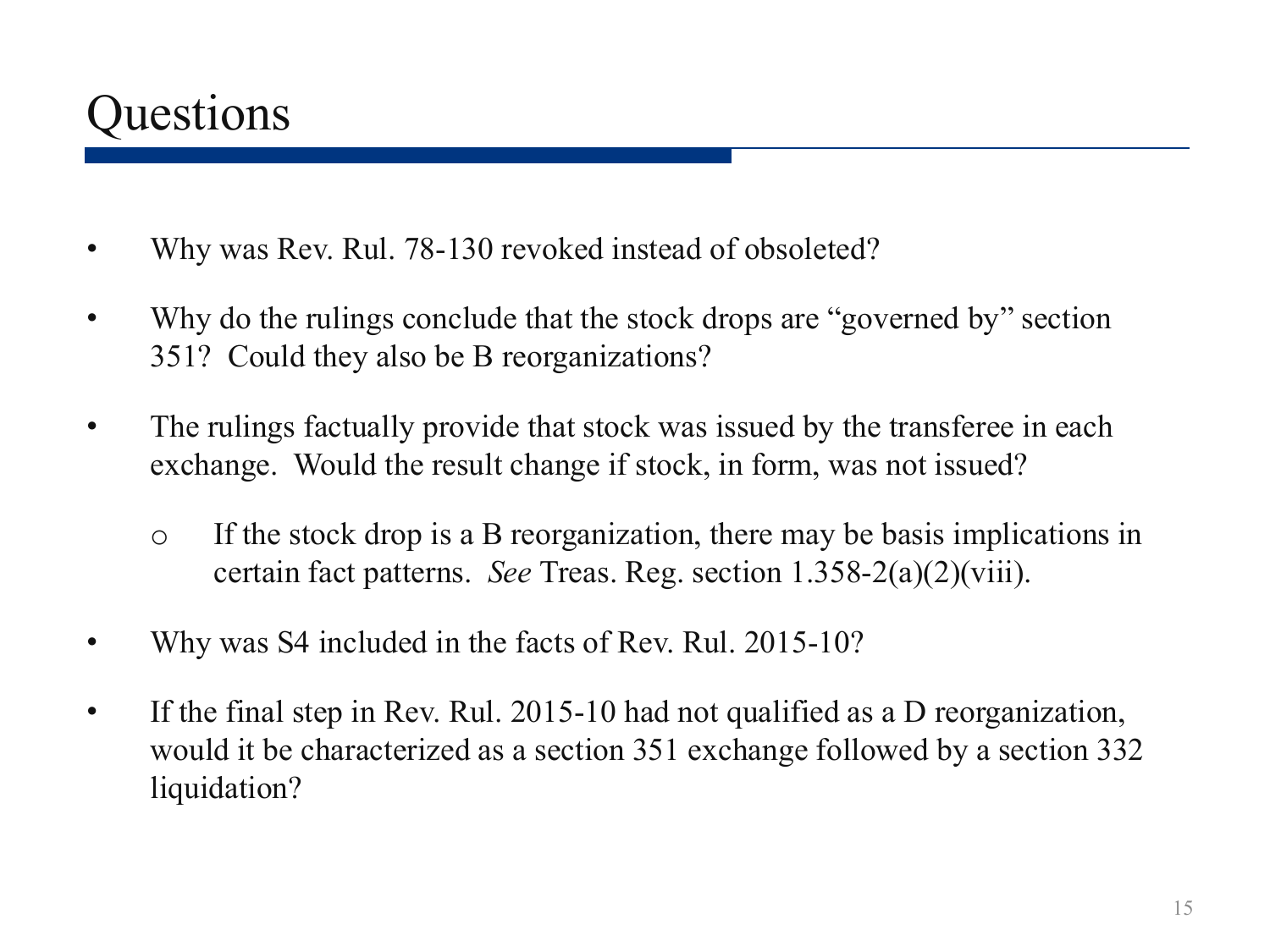# Questions

- Why was Rev. Rul. 78-130 revoked instead of obsoleted?
- Why do the rulings conclude that the stock drops are "governed by" section 351? Could they also be B reorganizations?
- The rulings factually provide that stock was issued by the transferee in each exchange. Would the result change if stock, in form, was not issued?
  - If the stock drop is a B reorganization, there may be basis implications in certain fact patterns. *See* Treas. Reg. section 1.358-2(a)(2)(viii).
- Why was S4 included in the facts of Rev. Rul. 2015-10?
- If the final step in Rev. Rul. 2015-10 had not qualified as a D reorganization, would it be characterized as a section 351 exchange followed by a section 332 liquidation?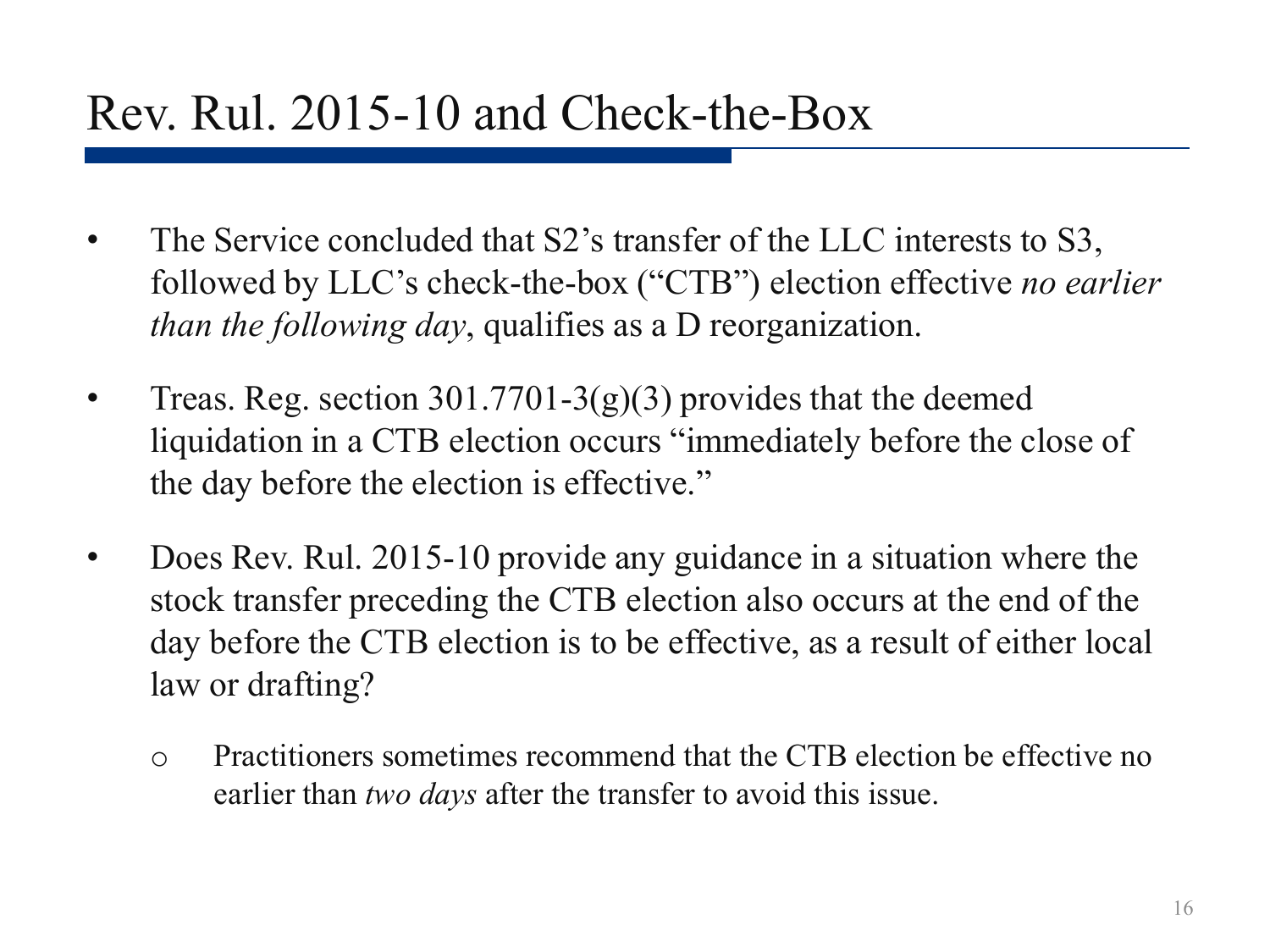# Rev. Rul. 2015-10 and Check-the-Box

- The Service concluded that S2's transfer of the LLC interests to S3, followed by LLC's check-the-box ("CTB") election effective *no earlier than the following day*, qualifies as a D reorganization.
- Treas. Reg. section 301.7701-3(g)(3) provides that the deemed liquidation in a CTB election occurs "immediately before the close of the day before the election is effective."
- Does Rev. Rul. 2015-10 provide any guidance in a situation where the stock transfer preceding the CTB election also occurs at the end of the day before the CTB election is to be effective, as a result of either local law or drafting?
  - Practitioners sometimes recommend that the CTB election be effective no earlier than *two days* after the transfer to avoid this issue.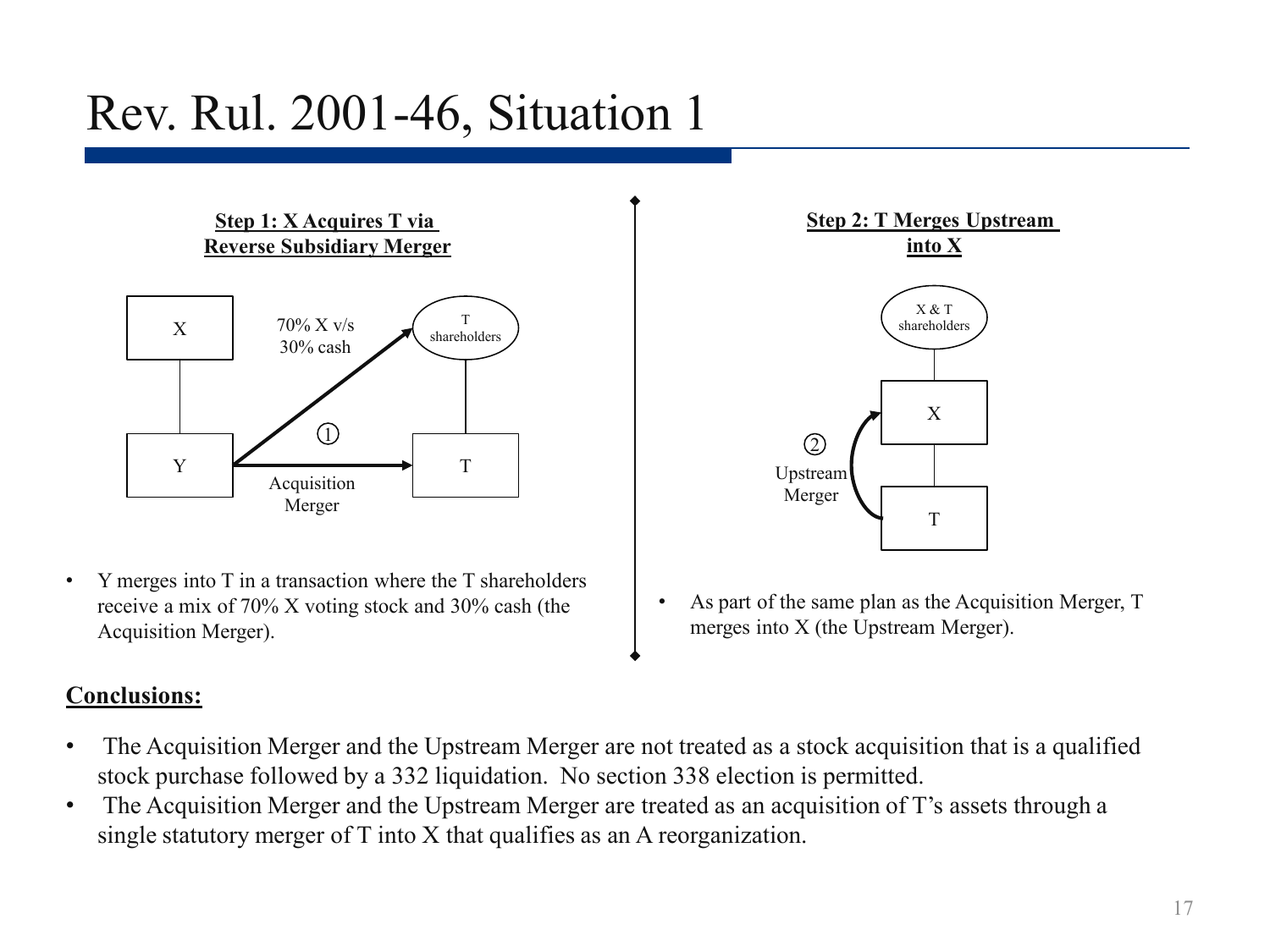# Rev. Rul. 2001-46, Situation 1

**Step 1: X Acquires T via Reverse Subsidiary Merger**

X

Y

70% X v/s
30% cash

T shareholders

T

①

Acquisition Merger

- Y merges into T in a transaction where the T shareholders receive a mix of 70% X voting stock and 30% cash (the Acquisition Merger).

**Step 2: T Merges Upstream into X**

X & T shareholders

X

T

②

Upstream Merger

- As part of the same plan as the Acquisition Merger, T merges into X (the Upstream Merger).

**Conclusions:**

- The Acquisition Merger and the Upstream Merger are not treated as a stock acquisition that is a qualified stock purchase followed by a 332 liquidation. No section 338 election is permitted.
- The Acquisition Merger and the Upstream Merger are treated as an acquisition of T's assets through a single statutory merger of T into X that qualifies as an A reorganization.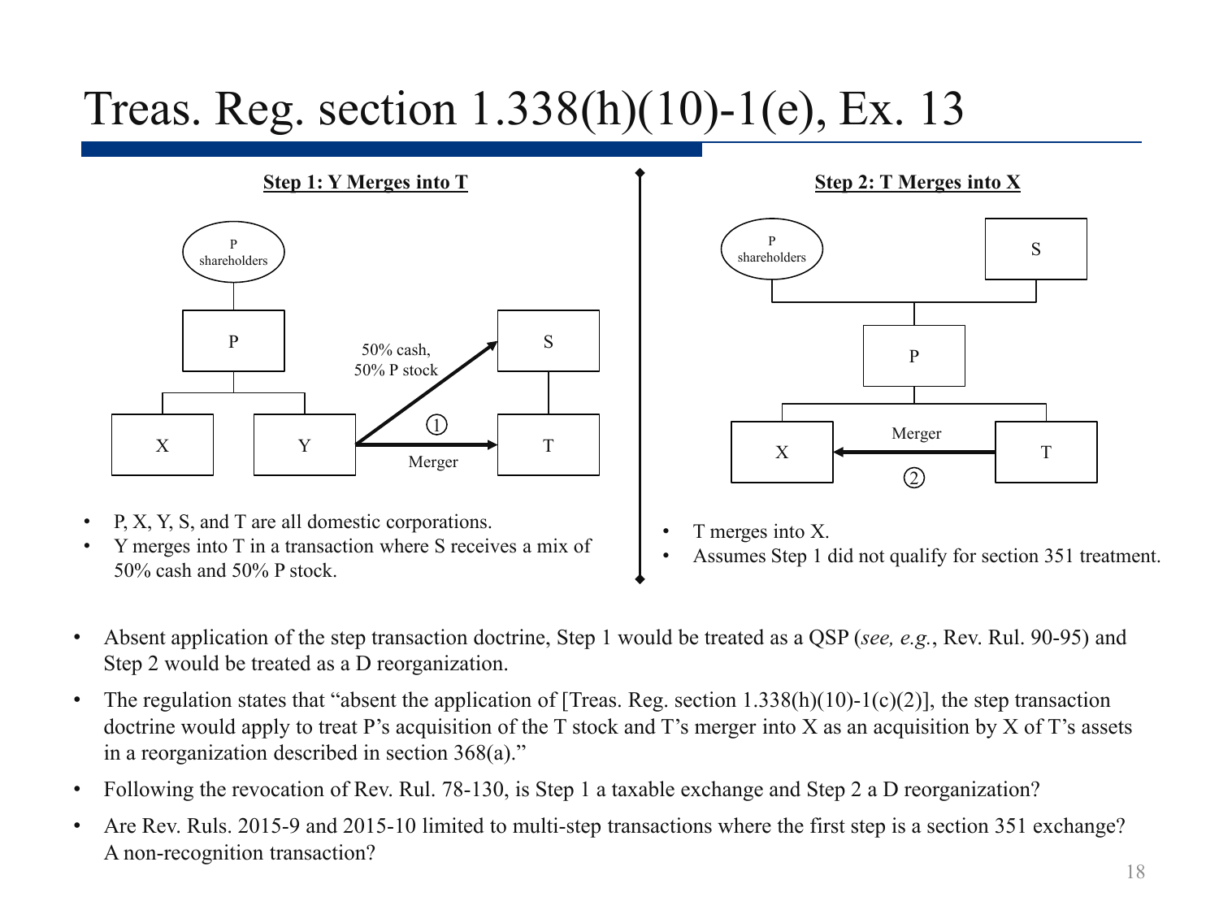# Treas. Reg. section 1.338(h)(10)-1(e), Ex. 13

**Step 1: Y Merges into T**

- P, X, Y, S, and T are all domestic corporations.
- Y merges into T in a transaction where S receives a mix of 50% cash and 50% P stock.

**Step 2: T Merges into X**

- T merges into X.
- Assumes Step 1 did not qualify for section 351 treatment.

---

- Absent application of the step transaction doctrine, Step 1 would be treated as a QSP (*see, e.g.*, Rev. Rul. 90-95) and Step 2 would be treated as a D reorganization.
- The regulation states that "absent the application of [Treas. Reg. section 1.338(h)(10)-1(c)(2)], the step transaction doctrine would apply to treat P's acquisition of the T stock and T's merger into X as an acquisition by X of T's assets in a reorganization described in section 368(a)."
- Following the revocation of Rev. Rul. 78-130, is Step 1 a taxable exchange and Step 2 a D reorganization?
- Are Rev. Ruls. 2015-9 and 2015-10 limited to multi-step transactions where the first step is a section 351 exchange? A non-recognition transaction?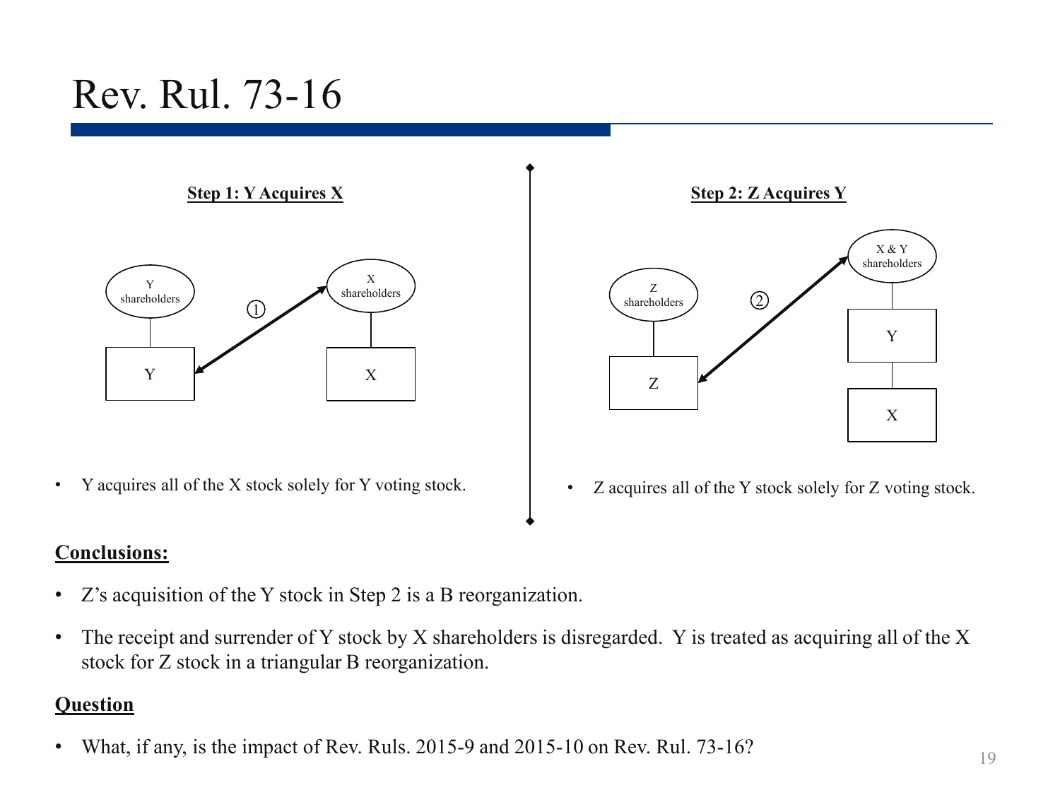# Rev. Rul. 73-16

**Step 1: Y Acquires X**

- Y acquires all of the X stock solely for Y voting stock.

**Step 2: Z Acquires Y**

- Z acquires all of the Y stock solely for Z voting stock.

**Conclusions:**

- Z's acquisition of the Y stock in Step 2 is a B reorganization.
- The receipt and surrender of Y stock by X shareholders is disregarded. Y is treated as acquiring all of the X stock for Z stock in a triangular B reorganization.

**Question**

- What, if any, is the impact of Rev. Ruls. 2015-9 and 2015-10 on Rev. Rul. 73-16?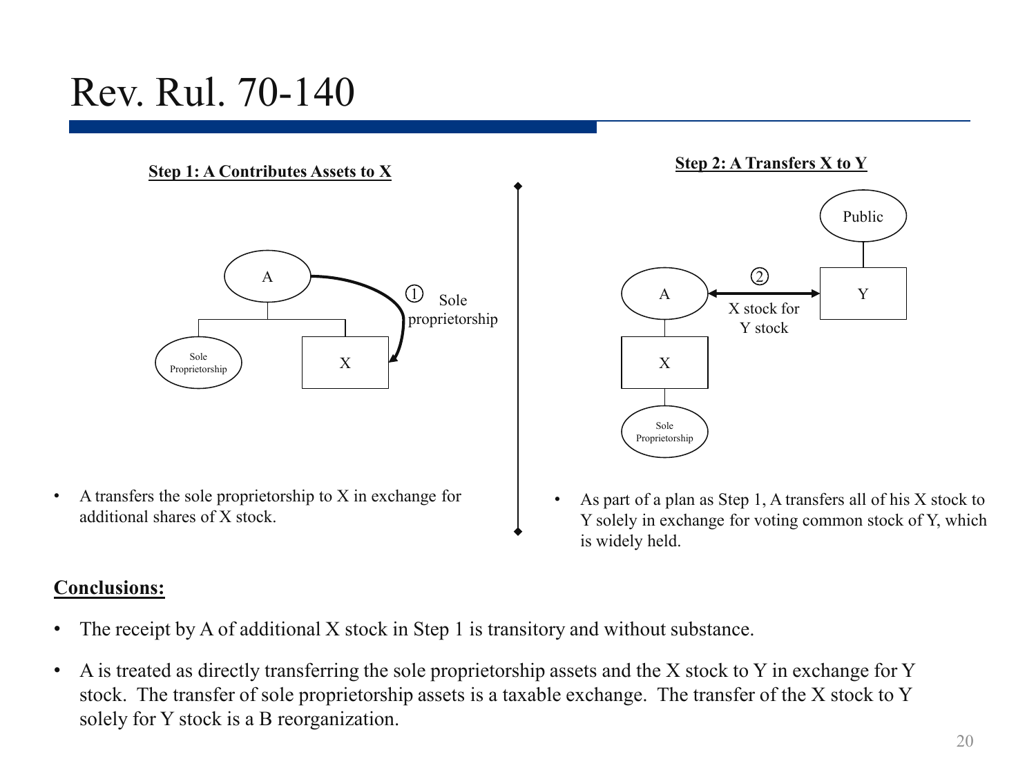# Rev. Rul. 70-140

**Step 1: A Contributes Assets to X**

A

① Sole proprietorship

Sole Proprietorship

X

- A transfers the sole proprietorship to X in exchange for additional shares of X stock.

**Step 2: A Transfers X to Y**

Public

A

② X stock for Y stock

Y

X

Sole Proprietorship

- As part of a plan as Step 1, A transfers all of his X stock to Y solely in exchange for voting common stock of Y, which is widely held.

**Conclusions:**

- The receipt by A of additional X stock in Step 1 is transitory and without substance.
- A is treated as directly transferring the sole proprietorship assets and the X stock to Y in exchange for Y stock. The transfer of sole proprietorship assets is a taxable exchange. The transfer of the X stock to Y solely for Y stock is a B reorganization.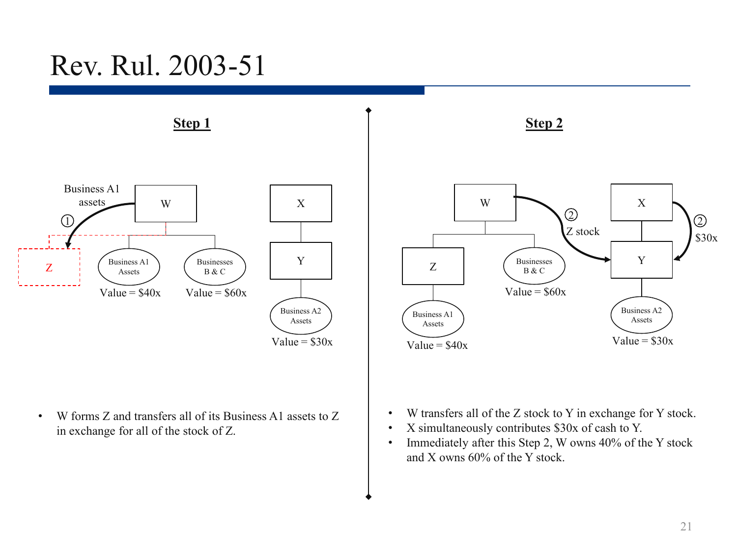# Rev. Rul. 2003-51

**Step 1**

Business A1 assets

① W → Z

W owns: Z, Business A1 Assets (Value = $40x), Businesses B & C (Value = $60x)

X owns Y; Y owns Business A2 Assets (Value = $30x)

- W forms Z and transfers all of its Business A1 assets to Z in exchange for all of the stock of Z.

**Step 2**

W owns: Z (which owns Business A1 Assets, Value = $40x), Businesses B & C (Value = $60x)

② Z stock: W → Y

② $30x: X → Y

X owns Y; Y owns Business A2 Assets (Value = $30x)

- W transfers all of the Z stock to Y in exchange for Y stock.
- X simultaneously contributes $30x of cash to Y.
- Immediately after this Step 2, W owns 40% of the Y stock and X owns 60% of the Y stock.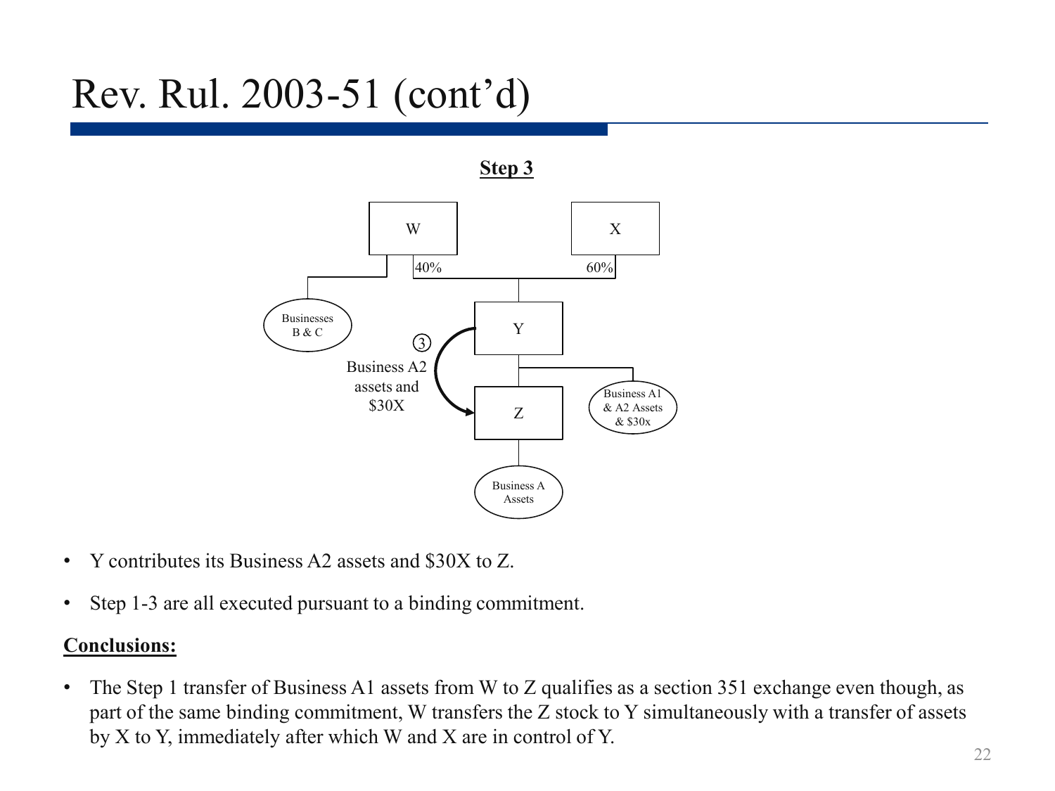# Rev. Rul. 2003-51 (cont'd)

**Step 3**

- Y contributes its Business A2 assets and $30X to Z.
- Step 1-3 are all executed pursuant to a binding commitment.

**Conclusions:**

- The Step 1 transfer of Business A1 assets from W to Z qualifies as a section 351 exchange even though, as part of the same binding commitment, W transfers the Z stock to Y simultaneously with a transfer of assets by X to Y, immediately after which W and X are in control of Y.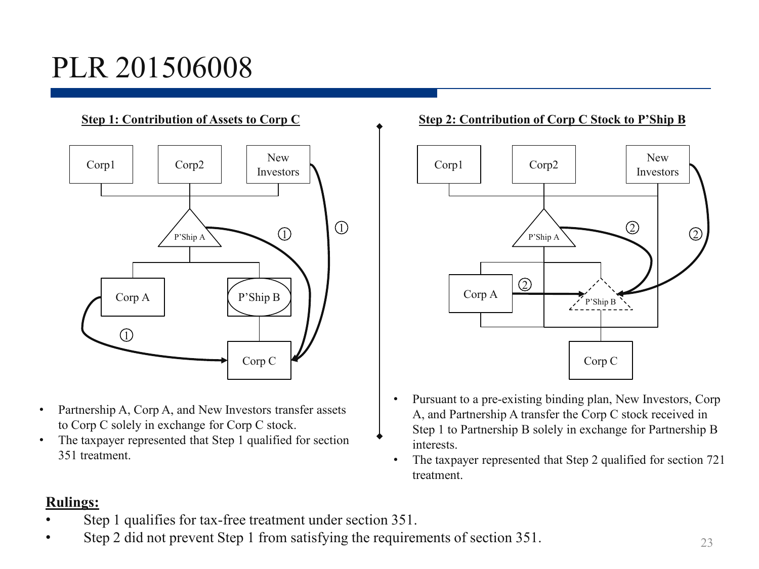# PLR 201506008

**Step 1: Contribution of Assets to Corp C**

- Partnership A, Corp A, and New Investors transfer assets to Corp C solely in exchange for Corp C stock.
- The taxpayer represented that Step 1 qualified for section 351 treatment.

**Step 2: Contribution of Corp C Stock to P'Ship B**

- Pursuant to a pre-existing binding plan, New Investors, Corp A, and Partnership A transfer the Corp C stock received in Step 1 to Partnership B solely in exchange for Partnership B interests.
- The taxpayer represented that Step 2 qualified for section 721 treatment.

**Rulings:**

- Step 1 qualifies for tax-free treatment under section 351.
- Step 2 did not prevent Step 1 from satisfying the requirements of section 351.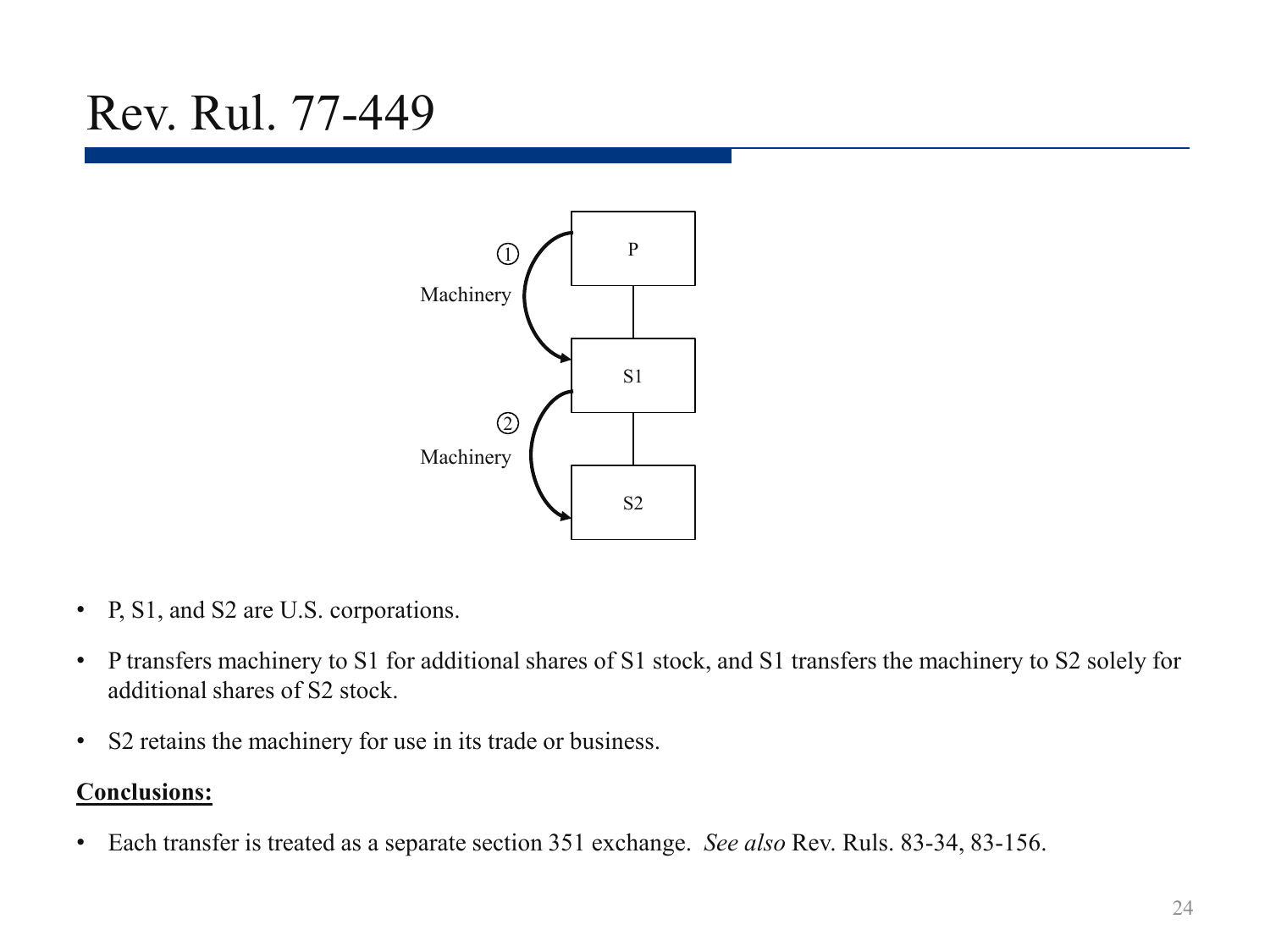# Rev. Rul. 77-449

P

① Machinery

S1

② Machinery

S2

- P, S1, and S2 are U.S. corporations.
- P transfers machinery to S1 for additional shares of S1 stock, and S1 transfers the machinery to S2 solely for additional shares of S2 stock.
- S2 retains the machinery for use in its trade or business.

**Conclusions:**

- Each transfer is treated as a separate section 351 exchange. *See also* Rev. Ruls. 83-34, 83-156.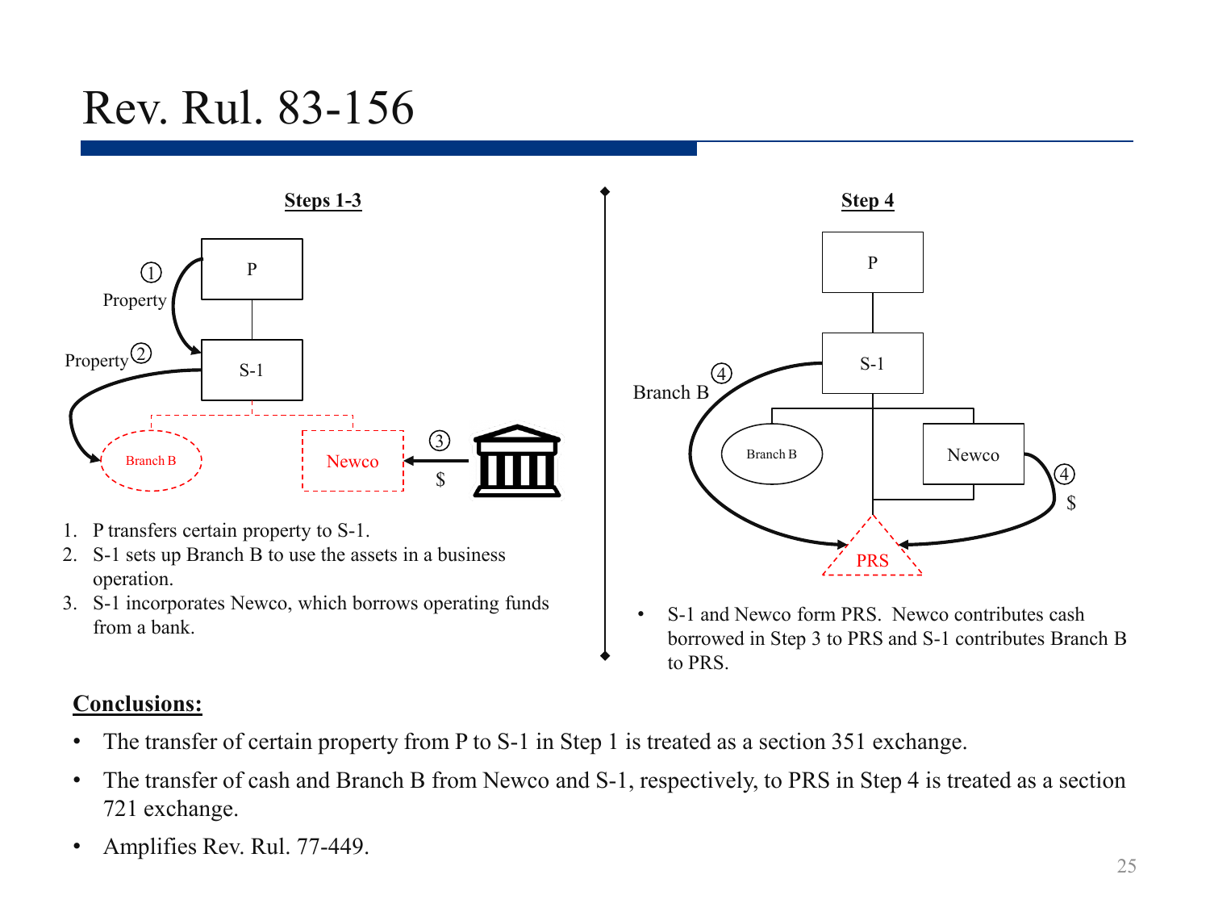# Rev. Rul. 83-156

**Steps 1-3**

1. P transfers certain property to S-1.
2. S-1 sets up Branch B to use the assets in a business operation.
3. S-1 incorporates Newco, which borrows operating funds from a bank.

**Step 4**

- S-1 and Newco form PRS. Newco contributes cash borrowed in Step 3 to PRS and S-1 contributes Branch B to PRS.

**Conclusions:**

- The transfer of certain property from P to S-1 in Step 1 is treated as a section 351 exchange.
- The transfer of cash and Branch B from Newco and S-1, respectively, to PRS in Step 4 is treated as a section 721 exchange.
- Amplifies Rev. Rul. 77-449.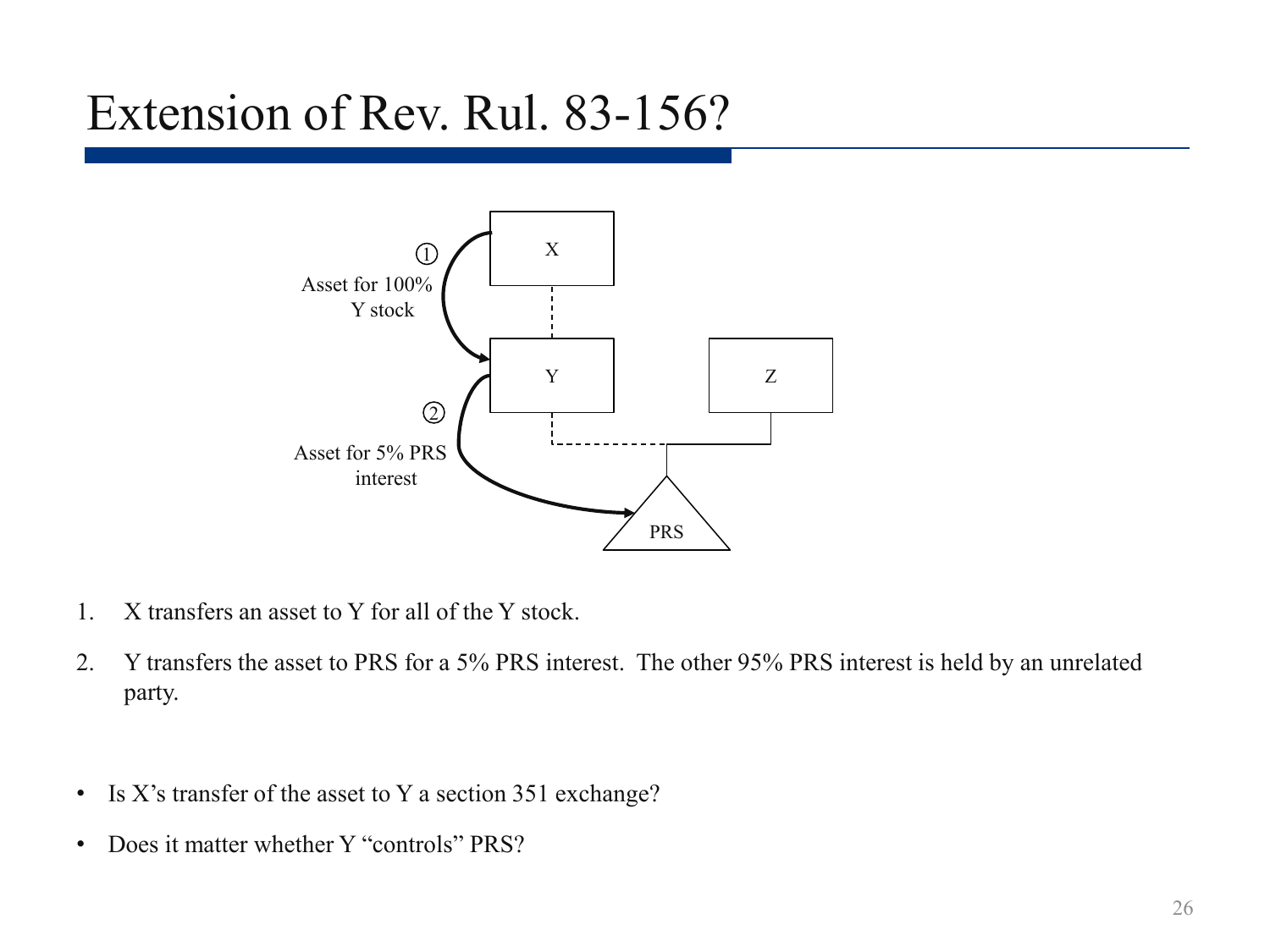# Extension of Rev. Rul. 83-156?

1. X transfers an asset to Y for all of the Y stock.
2. Y transfers the asset to PRS for a 5% PRS interest. The other 95% PRS interest is held by an unrelated party.

- Is X's transfer of the asset to Y a section 351 exchange?
- Does it matter whether Y "controls" PRS?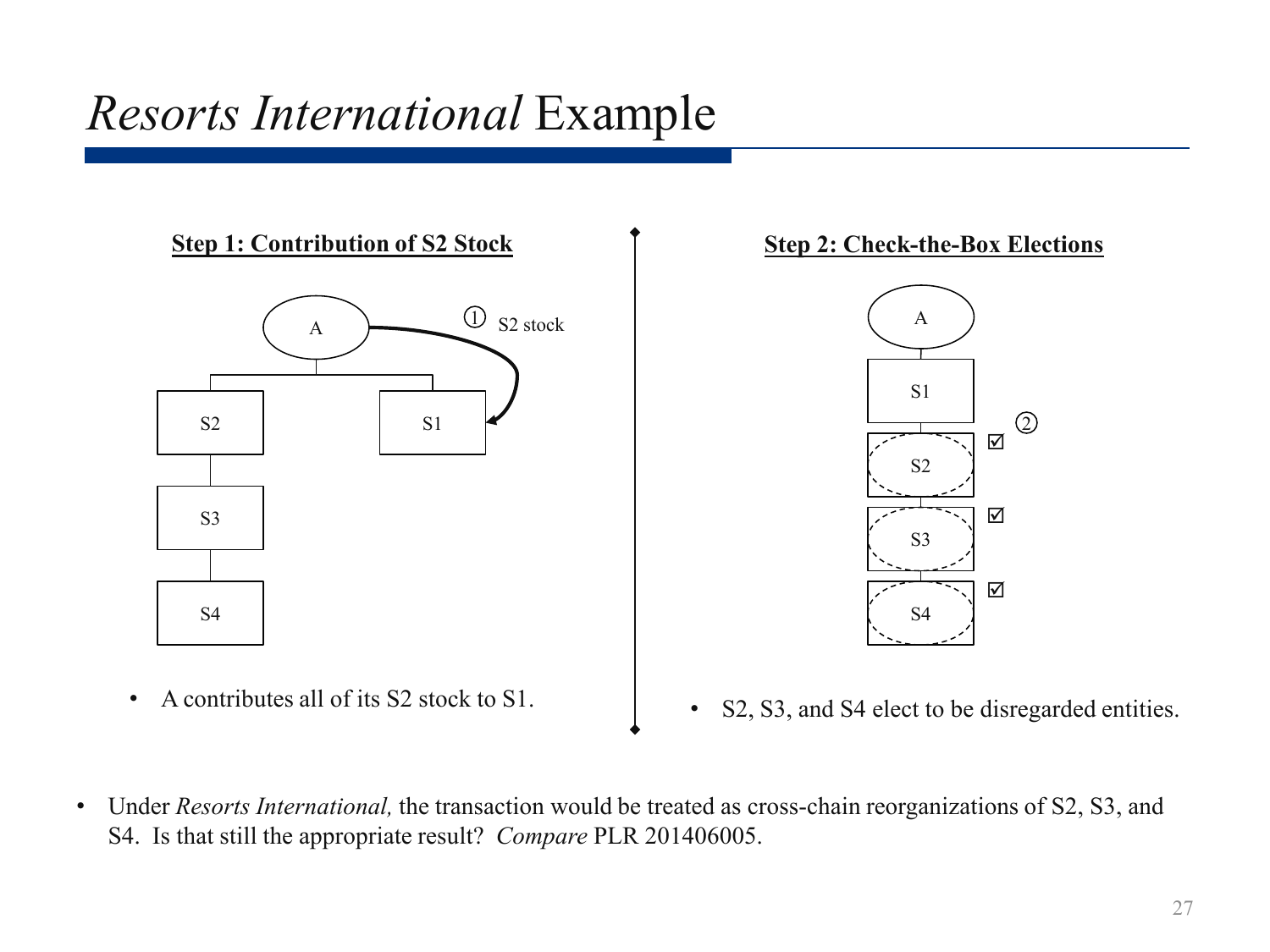# *Resorts International* Example

**Step 1: Contribution of S2 Stock**

- A contributes all of its S2 stock to S1.

**Step 2: Check-the-Box Elections**

- S2, S3, and S4 elect to be disregarded entities.

- Under *Resorts International,* the transaction would be treated as cross-chain reorganizations of S2, S3, and S4. Is that still the appropriate result? *Compare* PLR 201406005.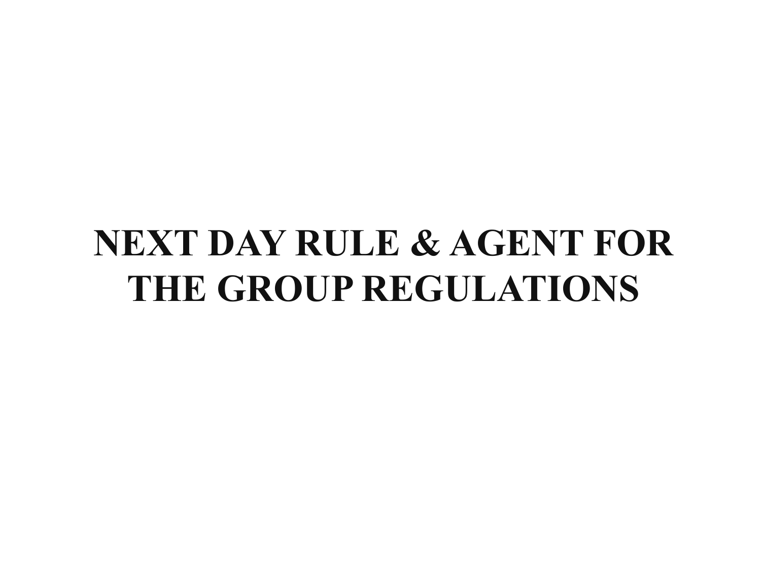# NEXT DAY RULE & AGENT FOR THE GROUP REGULATIONS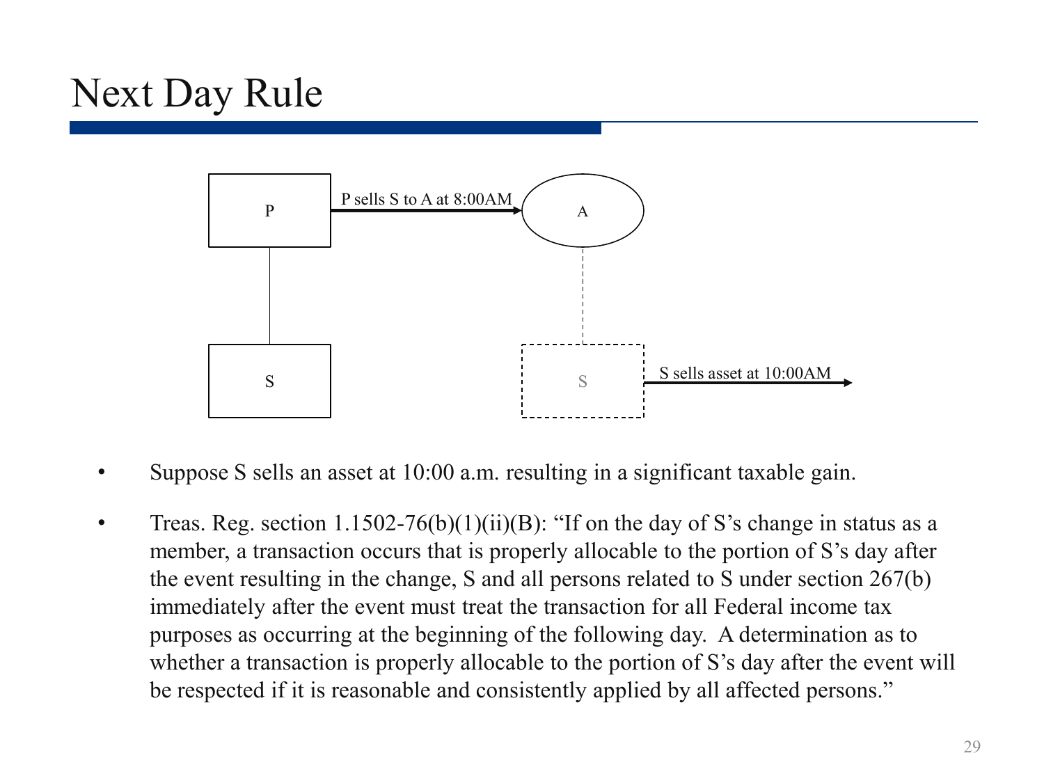# Next Day Rule

P sells S to A at 8:00AM

S sells asset at 10:00AM

- Suppose S sells an asset at 10:00 a.m. resulting in a significant taxable gain.
- Treas. Reg. section 1.1502-76(b)(1)(ii)(B): "If on the day of S's change in status as a member, a transaction occurs that is properly allocable to the portion of S's day after the event resulting in the change, S and all persons related to S under section 267(b) immediately after the event must treat the transaction for all Federal income tax purposes as occurring at the beginning of the following day. A determination as to whether a transaction is properly allocable to the portion of S's day after the event will be respected if it is reasonable and consistently applied by all affected persons."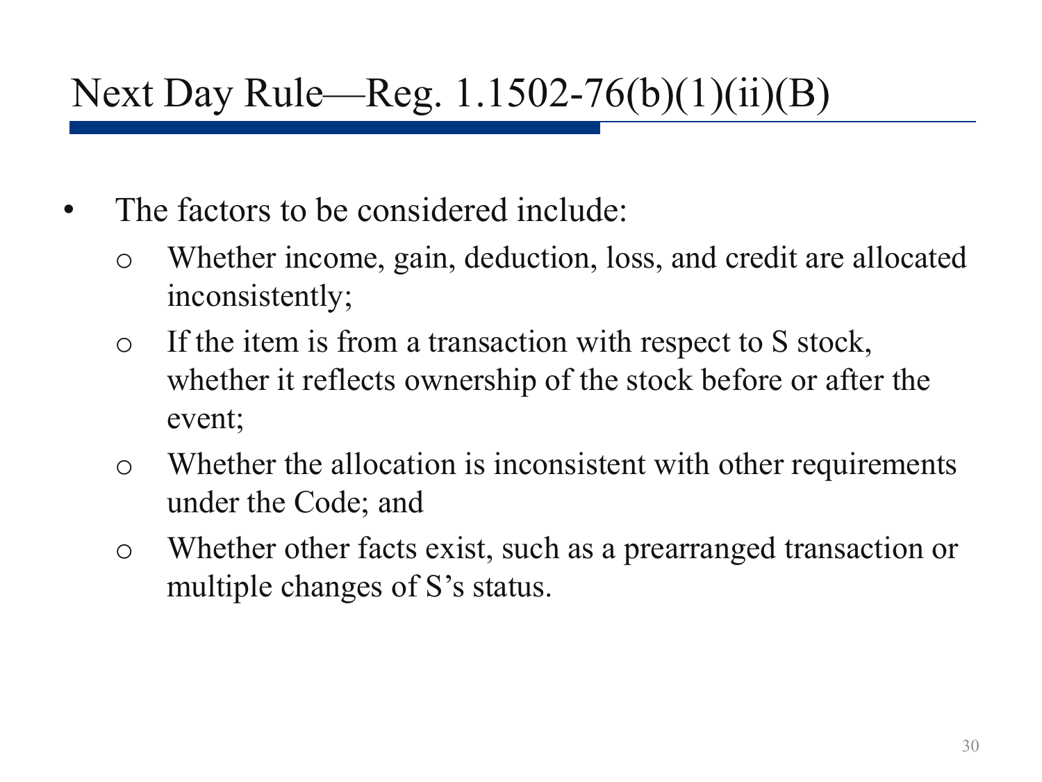# Next Day Rule—Reg. 1.1502-76(b)(1)(ii)(B)

- The factors to be considered include:
  - Whether income, gain, deduction, loss, and credit are allocated inconsistently;
  - If the item is from a transaction with respect to S stock, whether it reflects ownership of the stock before or after the event;
  - Whether the allocation is inconsistent with other requirements under the Code; and
  - Whether other facts exist, such as a prearranged transaction or multiple changes of S's status.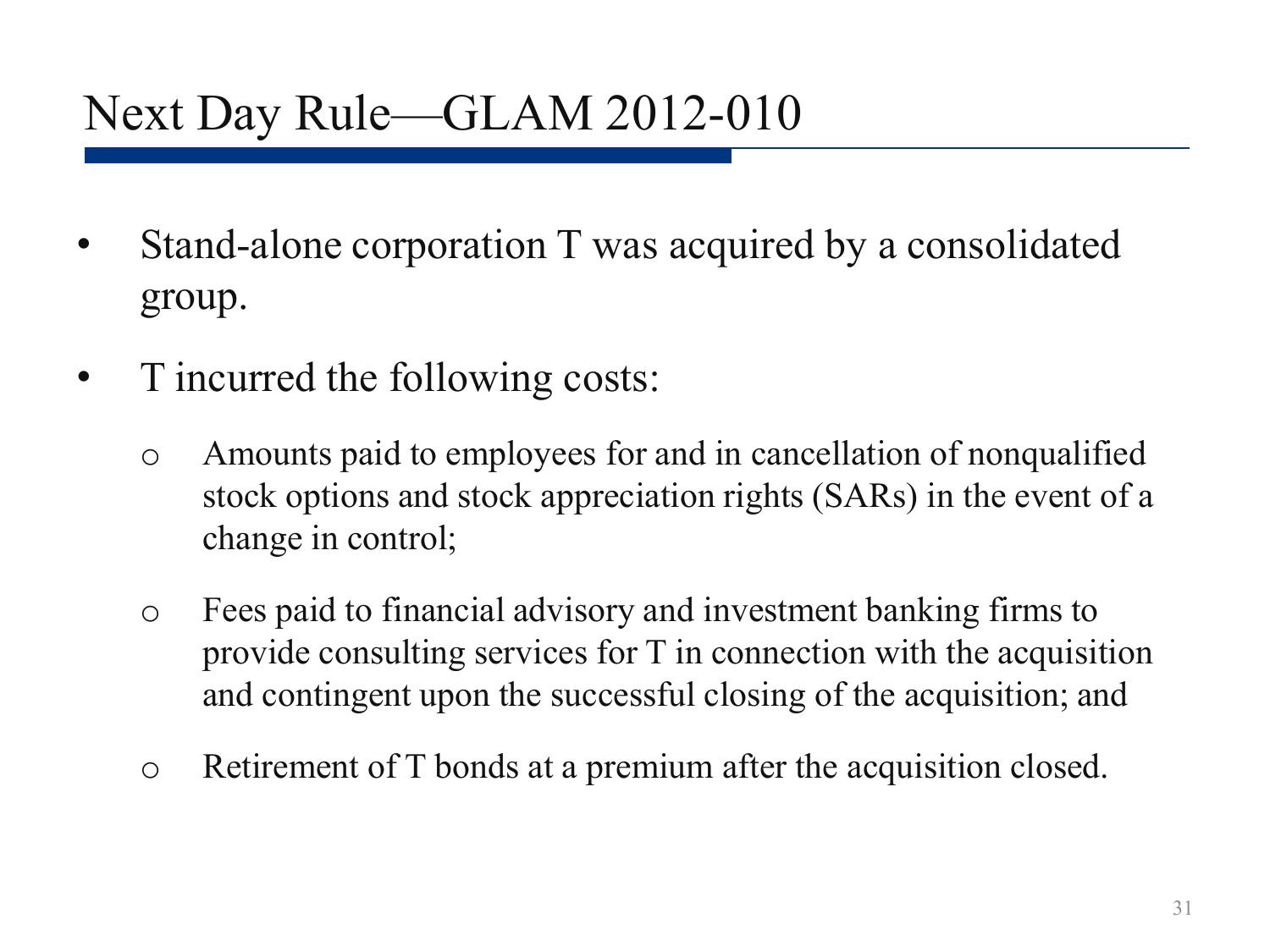# Next Day Rule—GLAM 2012-010

- Stand-alone corporation T was acquired by a consolidated group.
- T incurred the following costs:
  - Amounts paid to employees for and in cancellation of nonqualified stock options and stock appreciation rights (SARs) in the event of a change in control;
  - Fees paid to financial advisory and investment banking firms to provide consulting services for T in connection with the acquisition and contingent upon the successful closing of the acquisition; and
  - Retirement of T bonds at a premium after the acquisition closed.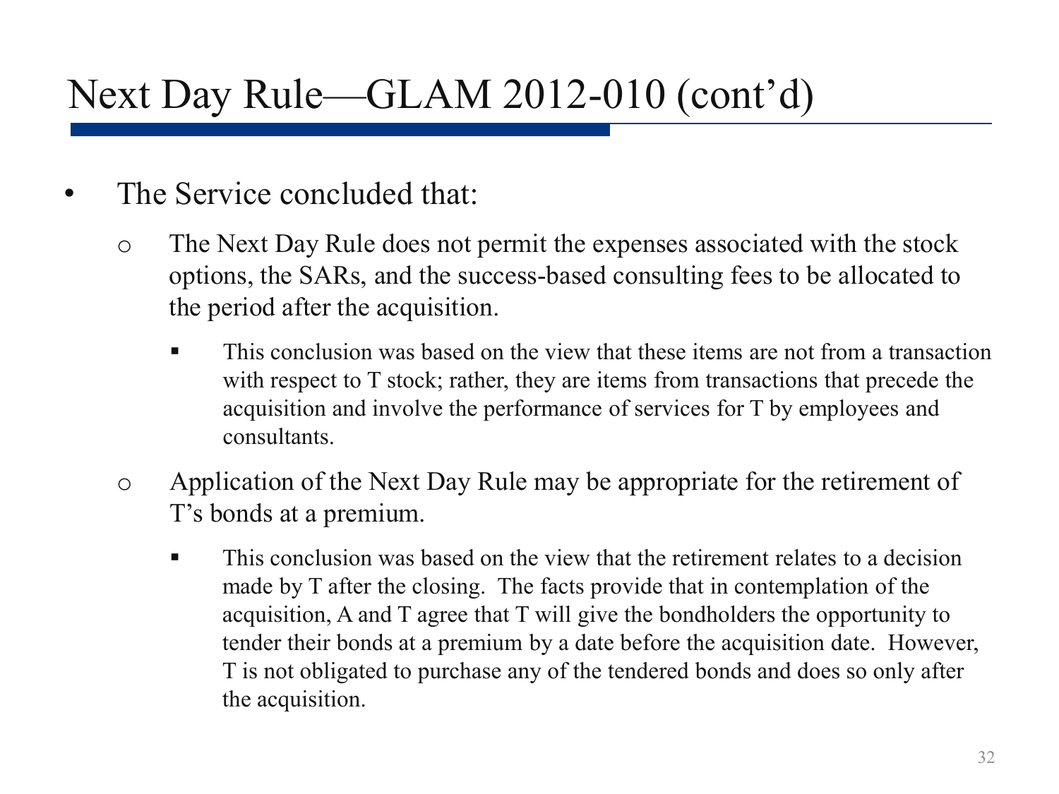# Next Day Rule—GLAM 2012-010 (cont'd)

- The Service concluded that:
  - The Next Day Rule does not permit the expenses associated with the stock options, the SARs, and the success-based consulting fees to be allocated to the period after the acquisition.
    - This conclusion was based on the view that these items are not from a transaction with respect to T stock; rather, they are items from transactions that precede the acquisition and involve the performance of services for T by employees and consultants.
  - Application of the Next Day Rule may be appropriate for the retirement of T's bonds at a premium.
    - This conclusion was based on the view that the retirement relates to a decision made by T after the closing. The facts provide that in contemplation of the acquisition, A and T agree that T will give the bondholders the opportunity to tender their bonds at a premium by a date before the acquisition date. However, T is not obligated to purchase any of the tendered bonds and does so only after the acquisition.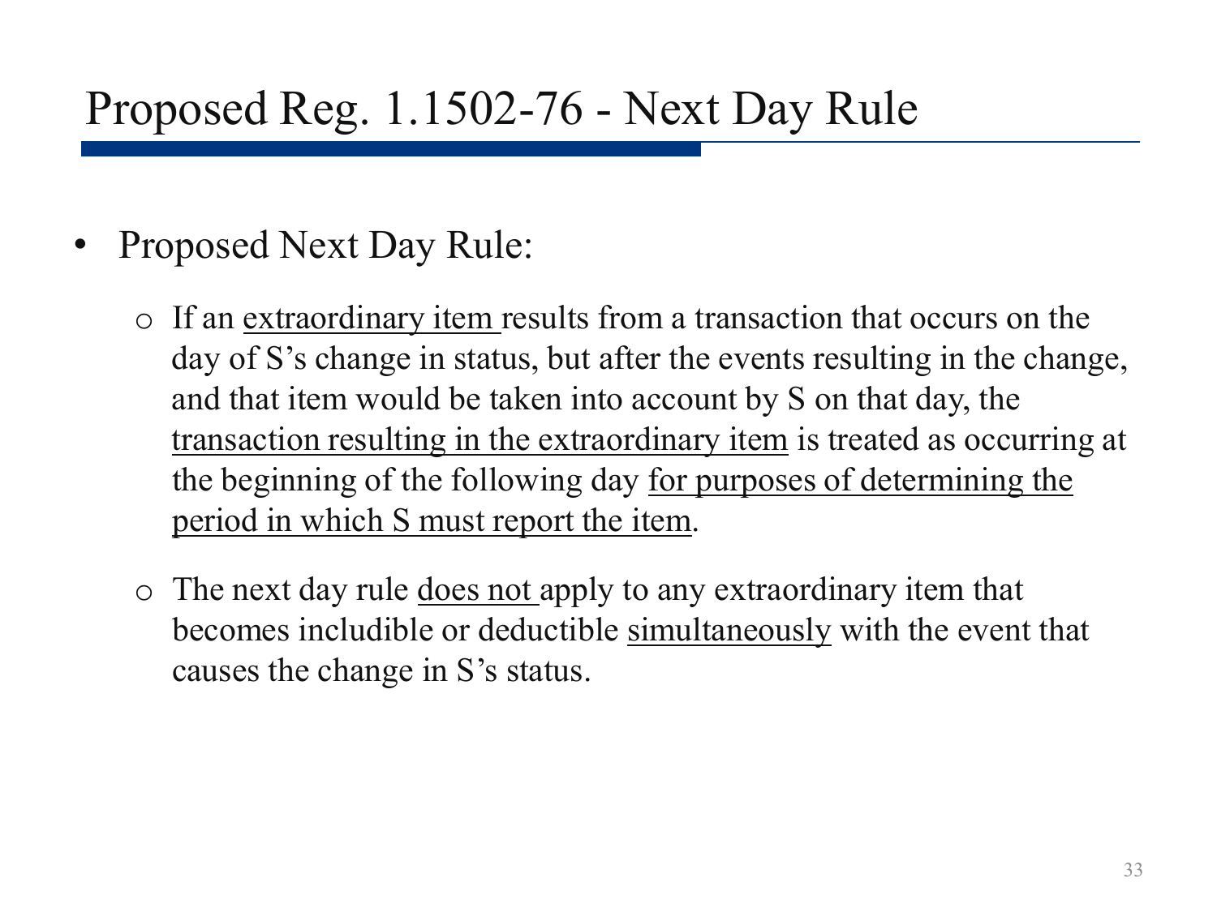# Proposed Reg. 1.1502-76 - Next Day Rule

- Proposed Next Day Rule:
  - If an <u>extraordinary item</u> results from a transaction that occurs on the day of S's change in status, but after the events resulting in the change, and that item would be taken into account by S on that day, the <u>transaction resulting in the extraordinary item</u> is treated as occurring at the beginning of the following day <u>for purposes of determining the period in which S must report the item</u>.
  - The next day rule <u>does not</u> apply to any extraordinary item that becomes includible or deductible <u>simultaneously</u> with the event that causes the change in S's status.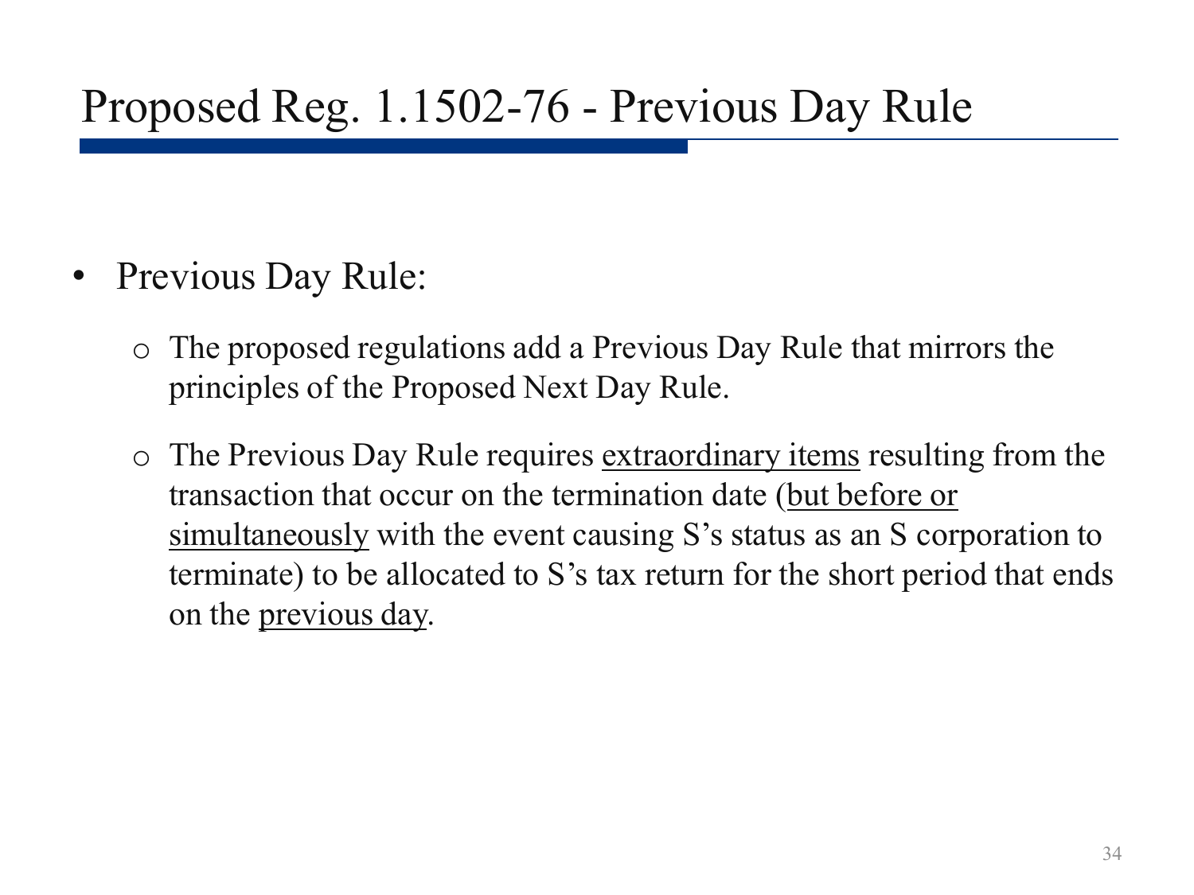# Proposed Reg. 1.1502-76 - Previous Day Rule

- Previous Day Rule:
  - The proposed regulations add a Previous Day Rule that mirrors the principles of the Proposed Next Day Rule.
  - The Previous Day Rule requires <u>extraordinary items</u> resulting from the transaction that occur on the termination date (<u>but before or simultaneously</u> with the event causing S's status as an S corporation to terminate) to be allocated to S's tax return for the short period that ends on the <u>previous day</u>.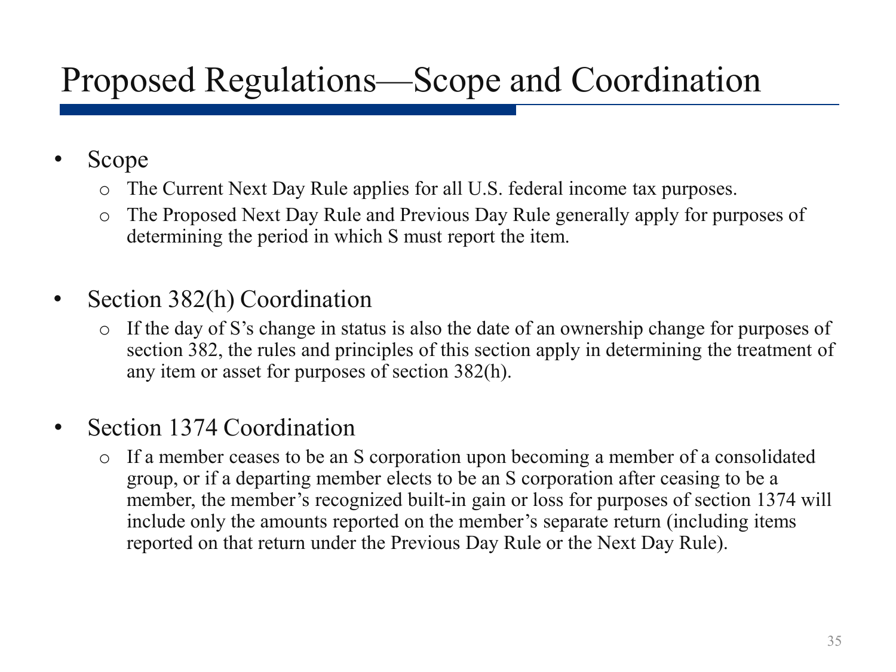# Proposed Regulations—Scope and Coordination

- Scope
  - The Current Next Day Rule applies for all U.S. federal income tax purposes.
  - The Proposed Next Day Rule and Previous Day Rule generally apply for purposes of determining the period in which S must report the item.

- Section 382(h) Coordination
  - If the day of S's change in status is also the date of an ownership change for purposes of section 382, the rules and principles of this section apply in determining the treatment of any item or asset for purposes of section 382(h).

- Section 1374 Coordination
  - If a member ceases to be an S corporation upon becoming a member of a consolidated group, or if a departing member elects to be an S corporation after ceasing to be a member, the member's recognized built-in gain or loss for purposes of section 1374 will include only the amounts reported on the member's separate return (including items reported on that return under the Previous Day Rule or the Next Day Rule).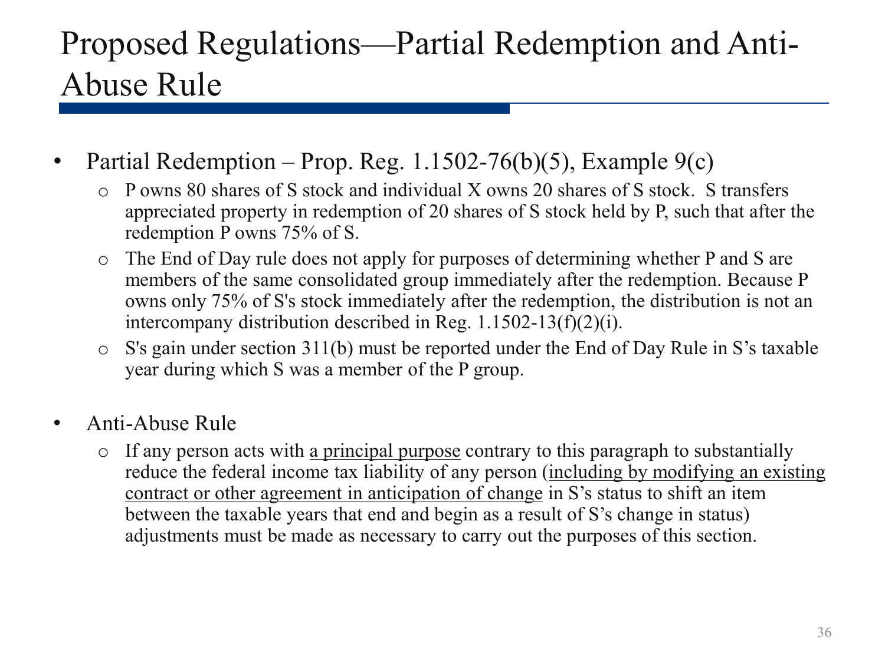# Proposed Regulations—Partial Redemption and Anti-Abuse Rule

- Partial Redemption – Prop. Reg. 1.1502-76(b)(5), Example 9(c)
  - P owns 80 shares of S stock and individual X owns 20 shares of S stock. S transfers appreciated property in redemption of 20 shares of S stock held by P, such that after the redemption P owns 75% of S.
  - The End of Day rule does not apply for purposes of determining whether P and S are members of the same consolidated group immediately after the redemption. Because P owns only 75% of S's stock immediately after the redemption, the distribution is not an intercompany distribution described in Reg. 1.1502-13(f)(2)(i).
  - S's gain under section 311(b) must be reported under the End of Day Rule in S's taxable year during which S was a member of the P group.

- Anti-Abuse Rule
  - If any person acts with <u>a principal purpose</u> contrary to this paragraph to substantially reduce the federal income tax liability of any person (<u>including by modifying an existing contract or other agreement in anticipation of change</u> in S's status to shift an item between the taxable years that end and begin as a result of S's change in status) adjustments must be made as necessary to carry out the purposes of this section.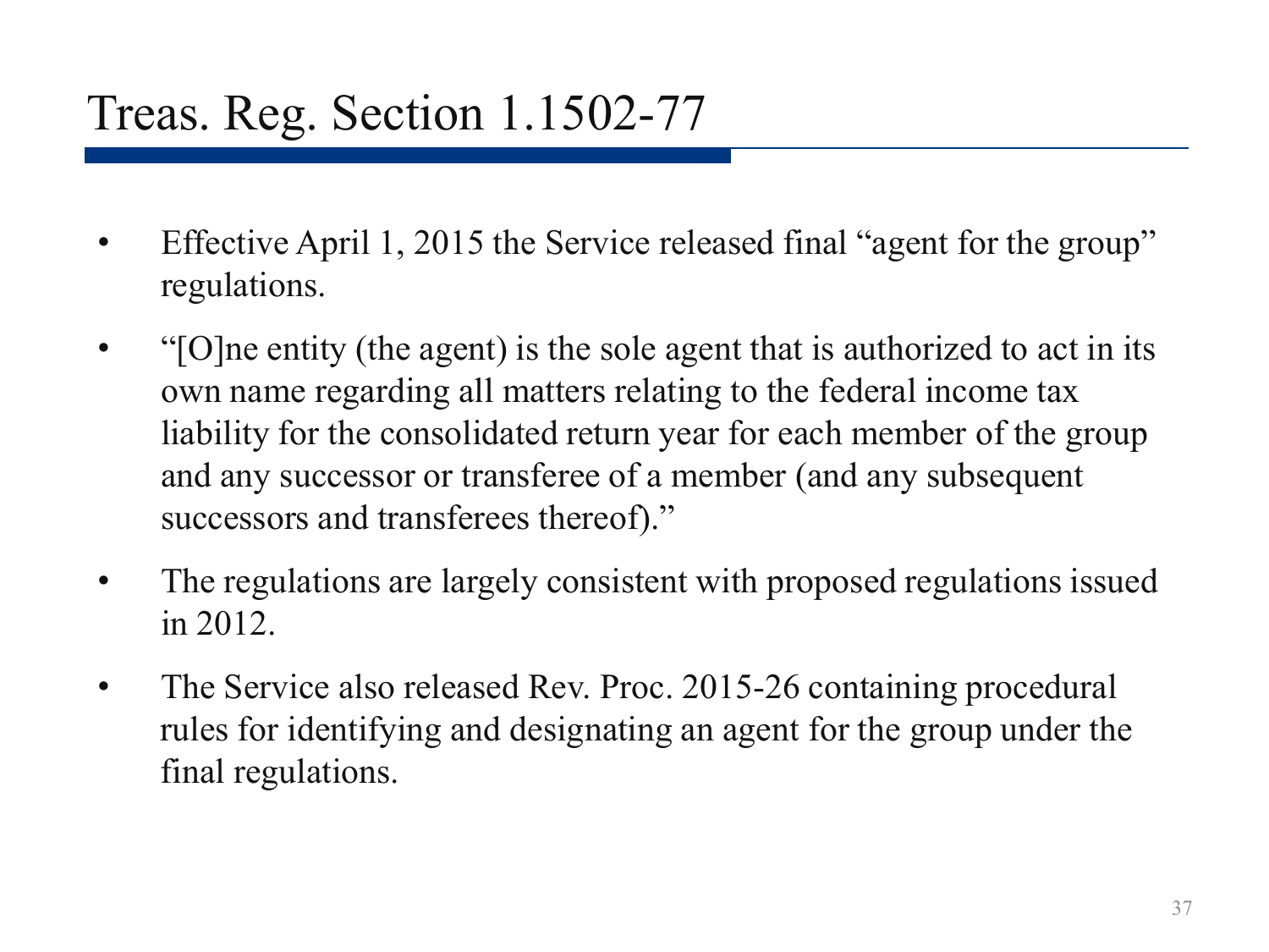# Treas. Reg. Section 1.1502-77

- Effective April 1, 2015 the Service released final "agent for the group" regulations.
- "[O]ne entity (the agent) is the sole agent that is authorized to act in its own name regarding all matters relating to the federal income tax liability for the consolidated return year for each member of the group and any successor or transferee of a member (and any subsequent successors and transferees thereof)."
- The regulations are largely consistent with proposed regulations issued in 2012.
- The Service also released Rev. Proc. 2015-26 containing procedural rules for identifying and designating an agent for the group under the final regulations.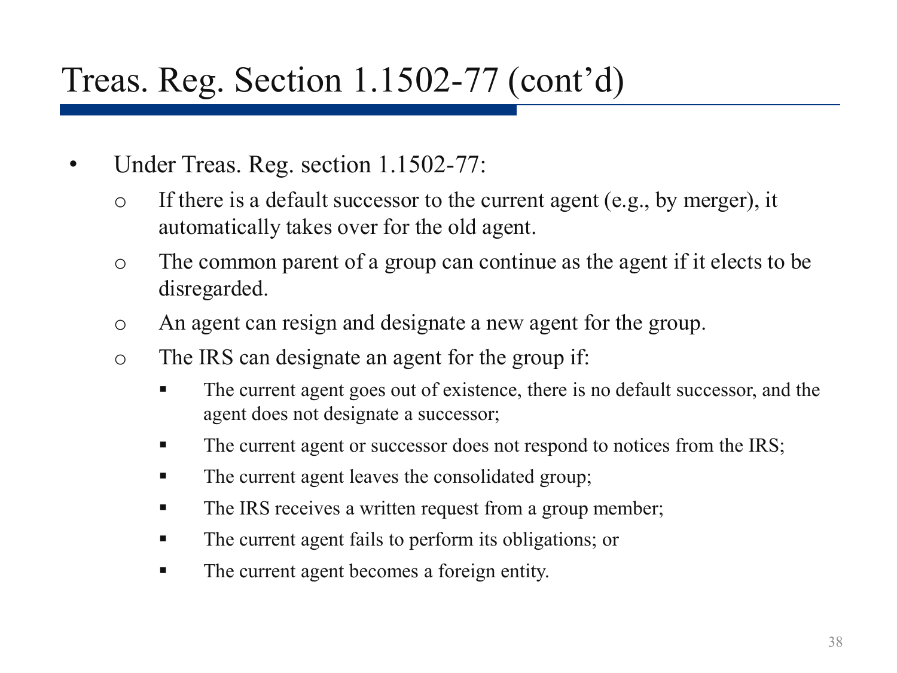# Treas. Reg. Section 1.1502-77 (cont'd)

- Under Treas. Reg. section 1.1502-77:
  - If there is a default successor to the current agent (e.g., by merger), it automatically takes over for the old agent.
  - The common parent of a group can continue as the agent if it elects to be disregarded.
  - An agent can resign and designate a new agent for the group.
  - The IRS can designate an agent for the group if:
    - The current agent goes out of existence, there is no default successor, and the agent does not designate a successor;
    - The current agent or successor does not respond to notices from the IRS;
    - The current agent leaves the consolidated group;
    - The IRS receives a written request from a group member;
    - The current agent fails to perform its obligations; or
    - The current agent becomes a foreign entity.